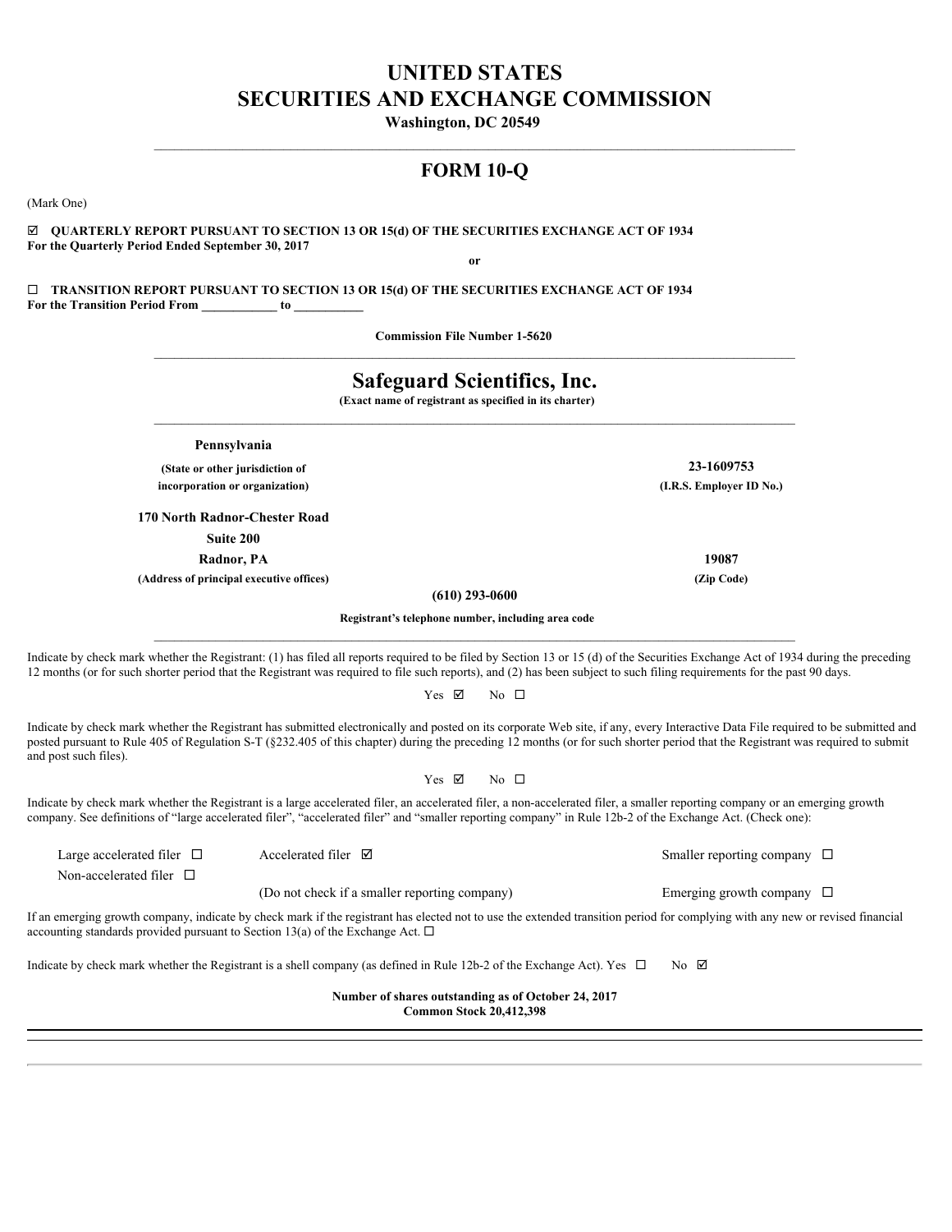# UNITED STATES
# SECURITIES AND EXCHANGE COMMISSION

**Washington, DC 20549**

---

## FORM 10-Q

(Mark One)

☑ **QUARTERLY REPORT PURSUANT TO SECTION 13 OR 15(d) OF THE SECURITIES EXCHANGE ACT OF 1934**
**For the Quarterly Period Ended September 30, 2017**

**or**

☐ **TRANSITION REPORT PURSUANT TO SECTION 13 OR 15(d) OF THE SECURITIES EXCHANGE ACT OF 1934**
**For the Transition Period From \_\_\_\_\_\_\_\_\_\_\_\_ to \_\_\_\_\_\_\_\_\_\_\_**

**Commission File Number 1-5620**

---

## Safeguard Scientifics, Inc.

**(Exact name of registrant as specified in its charter)**

---

| | |
|---|---|
| **Pennsylvania** | |
| **(State or other jurisdiction of incorporation or organization)** | **23-1609753** **(I.R.S. Employer ID No.)** |
| **170 North Radnor-Chester Road** | |
| **Suite 200** | |
| **Radnor, PA** | **19087** |
| **(Address of principal executive offices)** | **(Zip Code)** |

**(610) 293-0600**

**Registrant's telephone number, including area code**

---

Indicate by check mark whether the Registrant: (1) has filed all reports required to be filed by Section 13 or 15 (d) of the Securities Exchange Act of 1934 during the preceding 12 months (or for such shorter period that the Registrant was required to file such reports), and (2) has been subject to such filing requirements for the past 90 days.

Yes ☑ No ☐

Indicate by check mark whether the Registrant has submitted electronically and posted on its corporate Web site, if any, every Interactive Data File required to be submitted and posted pursuant to Rule 405 of Regulation S-T (§232.405 of this chapter) during the preceding 12 months (or for such shorter period that the Registrant was required to submit and post such files).

Yes ☑ No ☐

Indicate by check mark whether the Registrant is a large accelerated filer, an accelerated filer, a non-accelerated filer, a smaller reporting company or an emerging growth company. See definitions of "large accelerated filer", "accelerated filer" and "smaller reporting company" in Rule 12b-2 of the Exchange Act. (Check one):

| | | |
|---|---|---|
| Large accelerated filer ☐ | Accelerated filer ☑ | Smaller reporting company ☐ |
| Non-accelerated filer ☐ | (Do not check if a smaller reporting company) | Emerging growth company ☐ |

If an emerging growth company, indicate by check mark if the registrant has elected not to use the extended transition period for complying with any new or revised financial accounting standards provided pursuant to Section 13(a) of the Exchange Act. ☐

Indicate by check mark whether the Registrant is a shell company (as defined in Rule 12b-2 of the Exchange Act). Yes ☐ No ☑

**Number of shares outstanding as of October 24, 2017**
**Common Stock 20,412,398**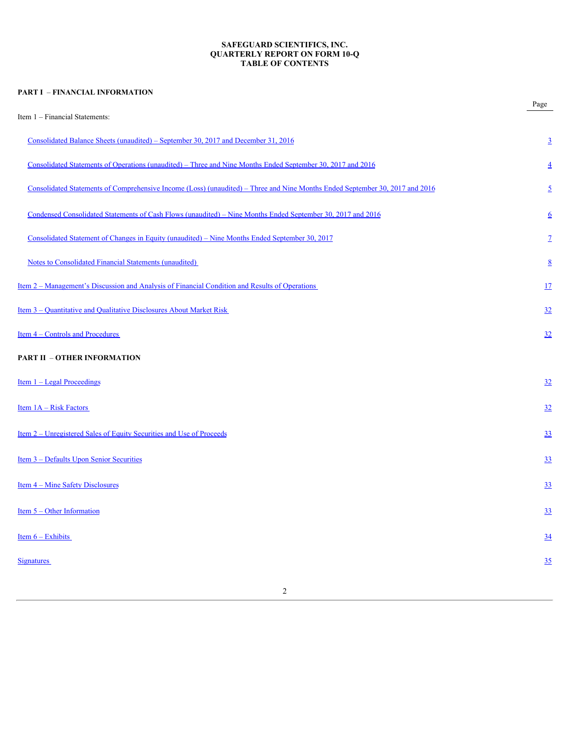**SAFEGUARD SCIENTIFICS, INC.**
**QUARTERLY REPORT ON FORM 10-Q**
**TABLE OF CONTENTS**

**PART I – FINANCIAL INFORMATION**

| | Page |
|---|---|
| Item 1 – Financial Statements: | |
| Consolidated Balance Sheets (unaudited) – September 30, 2017 and December 31, 2016 | 3 |
| Consolidated Statements of Operations (unaudited) – Three and Nine Months Ended September 30, 2017 and 2016 | 4 |
| Consolidated Statements of Comprehensive Income (Loss) (unaudited) – Three and Nine Months Ended September 30, 2017 and 2016 | 5 |
| Condensed Consolidated Statements of Cash Flows (unaudited) – Nine Months Ended September 30, 2017 and 2016 | 6 |
| Consolidated Statement of Changes in Equity (unaudited) – Nine Months Ended September 30, 2017 | 7 |
| Notes to Consolidated Financial Statements (unaudited) | 8 |
| Item 2 – Management's Discussion and Analysis of Financial Condition and Results of Operations | 17 |
| Item 3 – Quantitative and Qualitative Disclosures About Market Risk | 32 |
| Item 4 – Controls and Procedures | 32 |

**PART II – OTHER INFORMATION**

| | |
|---|---|
| Item 1 – Legal Proceedings | 32 |
| Item 1A – Risk Factors | 32 |
| Item 2 – Unregistered Sales of Equity Securities and Use of Proceeds | 33 |
| Item 3 – Defaults Upon Senior Securities | 33 |
| Item 4 – Mine Safety Disclosures | 33 |
| Item 5 – Other Information | 33 |
| Item 6 – Exhibits | 34 |
| Signatures | 35 |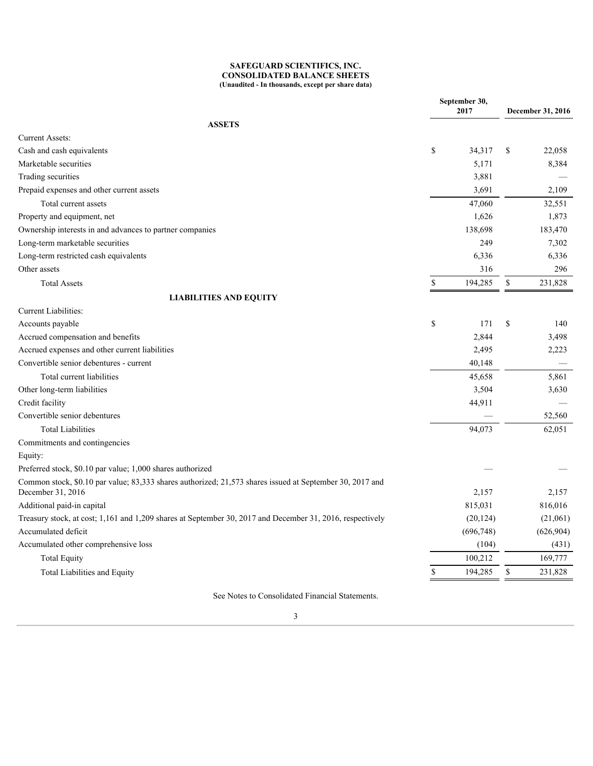**SAFEGUARD SCIENTIFICS, INC.**
**CONSOLIDATED BALANCE SHEETS**
**(Unaudited - In thousands, except per share data)**

| | September 30, 2017 | December 31, 2016 |
|---|---|---|
| **ASSETS** | | |
| Current Assets: | | |
| Cash and cash equivalents | $ 34,317 | $ 22,058 |
| Marketable securities | 5,171 | 8,384 |
| Trading securities | 3,881 | — |
| Prepaid expenses and other current assets | 3,691 | 2,109 |
| Total current assets | 47,060 | 32,551 |
| Property and equipment, net | 1,626 | 1,873 |
| Ownership interests in and advances to partner companies | 138,698 | 183,470 |
| Long-term marketable securities | 249 | 7,302 |
| Long-term restricted cash equivalents | 6,336 | 6,336 |
| Other assets | 316 | 296 |
| Total Assets | $ 194,285 | $ 231,828 |
| **LIABILITIES AND EQUITY** | | |
| Current Liabilities: | | |
| Accounts payable | $ 171 | $ 140 |
| Accrued compensation and benefits | 2,844 | 3,498 |
| Accrued expenses and other current liabilities | 2,495 | 2,223 |
| Convertible senior debentures - current | 40,148 | — |
| Total current liabilities | 45,658 | 5,861 |
| Other long-term liabilities | 3,504 | 3,630 |
| Credit facility | 44,911 | — |
| Convertible senior debentures | — | 52,560 |
| Total Liabilities | 94,073 | 62,051 |
| Commitments and contingencies | | |
| Equity: | | |
| Preferred stock, $0.10 par value; 1,000 shares authorized | — | — |
| Common stock, $0.10 par value; 83,333 shares authorized; 21,573 shares issued at September 30, 2017 and December 31, 2016 | 2,157 | 2,157 |
| Additional paid-in capital | 815,031 | 816,016 |
| Treasury stock, at cost; 1,161 and 1,209 shares at September 30, 2017 and December 31, 2016, respectively | (20,124) | (21,061) |
| Accumulated deficit | (696,748) | (626,904) |
| Accumulated other comprehensive loss | (104) | (431) |
| Total Equity | 100,212 | 169,777 |
| Total Liabilities and Equity | $ 194,285 | $ 231,828 |

See Notes to Consolidated Financial Statements.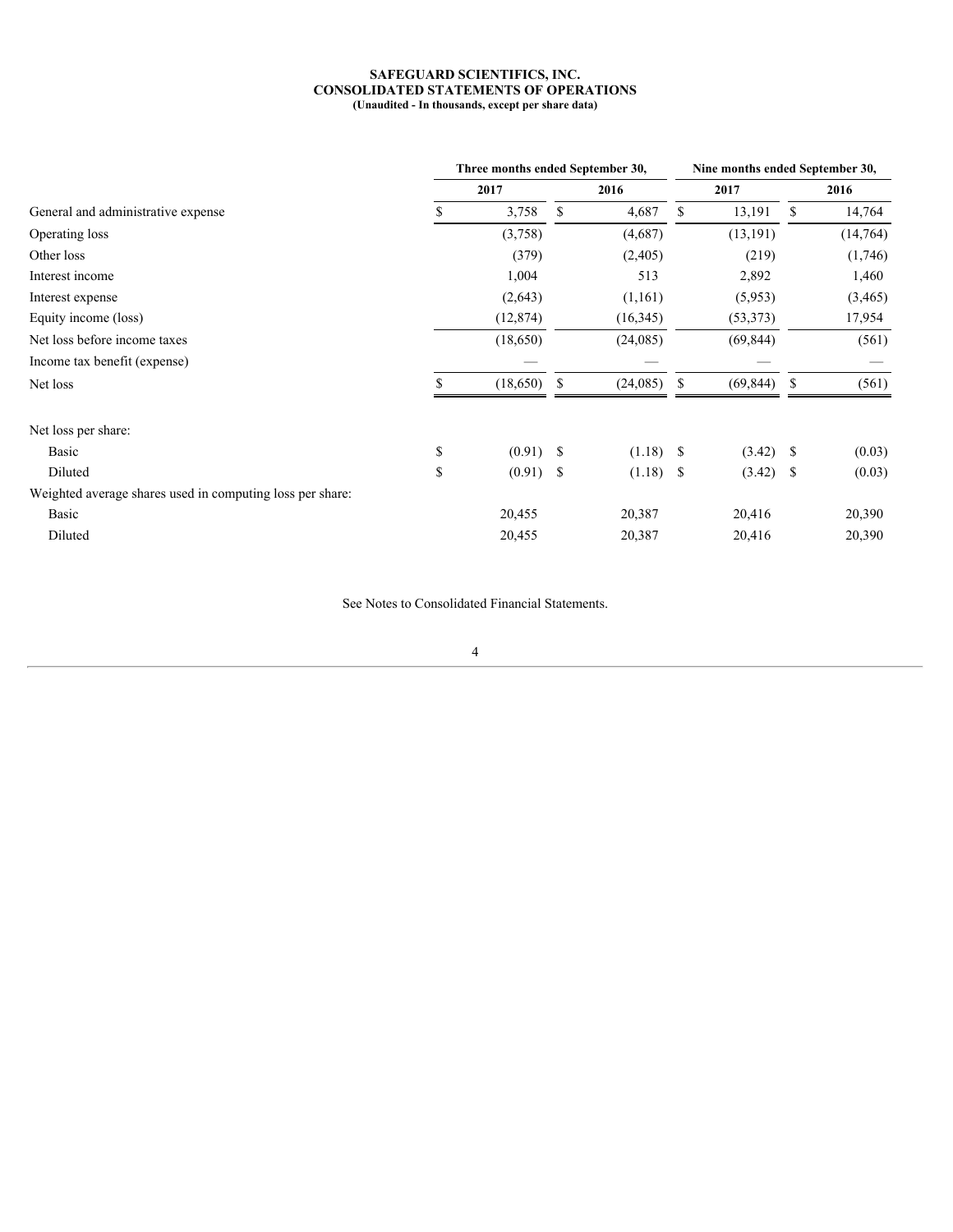**SAFEGUARD SCIENTIFICS, INC.**
**CONSOLIDATED STATEMENTS OF OPERATIONS**
**(Unaudited - In thousands, except per share data)**

| | Three months ended September 30, | | Nine months ended September 30, | |
|---|---|---|---|---|
| | 2017 | 2016 | 2017 | 2016 |
| General and administrative expense | $ 3,758 | $ 4,687 | $ 13,191 | $ 14,764 |
| Operating loss | (3,758) | (4,687) | (13,191) | (14,764) |
| Other loss | (379) | (2,405) | (219) | (1,746) |
| Interest income | 1,004 | 513 | 2,892 | 1,460 |
| Interest expense | (2,643) | (1,161) | (5,953) | (3,465) |
| Equity income (loss) | (12,874) | (16,345) | (53,373) | 17,954 |
| Net loss before income taxes | (18,650) | (24,085) | (69,844) | (561) |
| Income tax benefit (expense) | — | — | — | — |
| Net loss | $ (18,650) | $ (24,085) | $ (69,844) | $ (561) |
| | | | | |
| Net loss per share: | | | | |
| Basic | $ (0.91) | $ (1.18) | $ (3.42) | $ (0.03) |
| Diluted | $ (0.91) | $ (1.18) | $ (3.42) | $ (0.03) |
| Weighted average shares used in computing loss per share: | | | | |
| Basic | 20,455 | 20,387 | 20,416 | 20,390 |
| Diluted | 20,455 | 20,387 | 20,416 | 20,390 |

See Notes to Consolidated Financial Statements.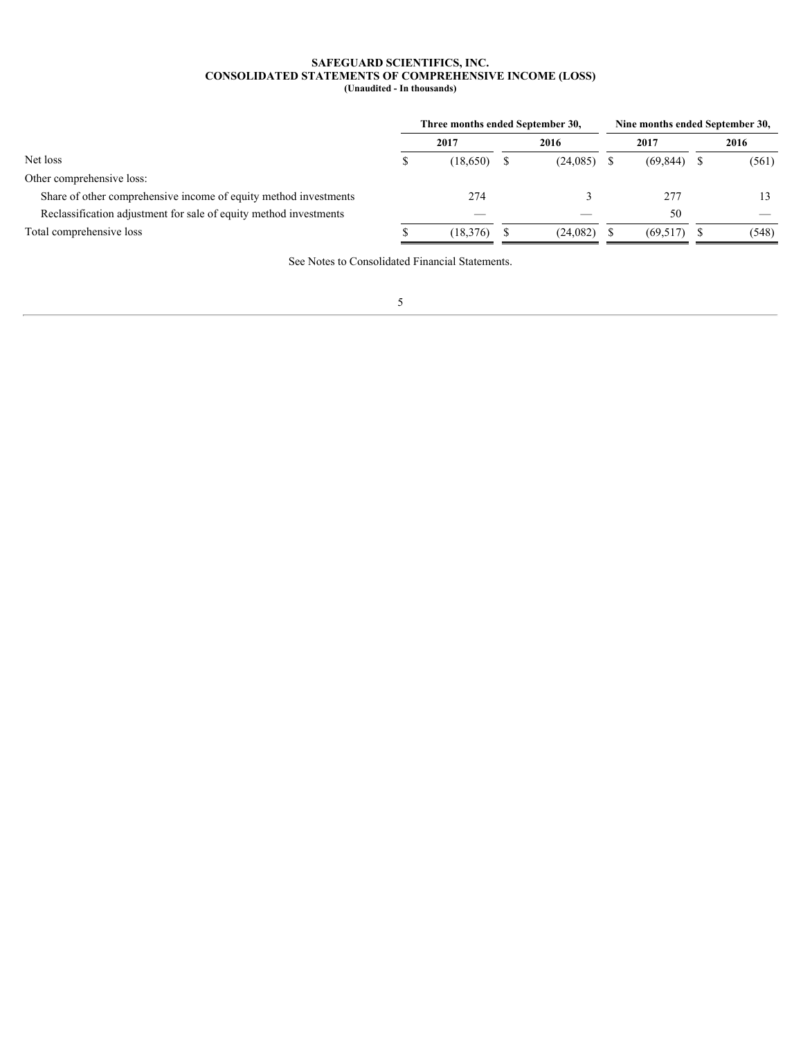**SAFEGUARD SCIENTIFICS, INC.**
**CONSOLIDATED STATEMENTS OF COMPREHENSIVE INCOME (LOSS)**
**(Unaudited - In thousands)**

| | Three months ended September 30, | | Nine months ended September 30, | |
|---|---|---|---|---|
| | **2017** | **2016** | **2017** | **2016** |
| Net loss | $ (18,650) | $ (24,085) | $ (69,844) | $ (561) |
| Other comprehensive loss: | | | | |
| Share of other comprehensive income of equity method investments | 274 | 3 | 277 | 13 |
| Reclassification adjustment for sale of equity method investments | — | — | 50 | — |
| Total comprehensive loss | $ (18,376) | $ (24,082) | $ (69,517) | $ (548) |

See Notes to Consolidated Financial Statements.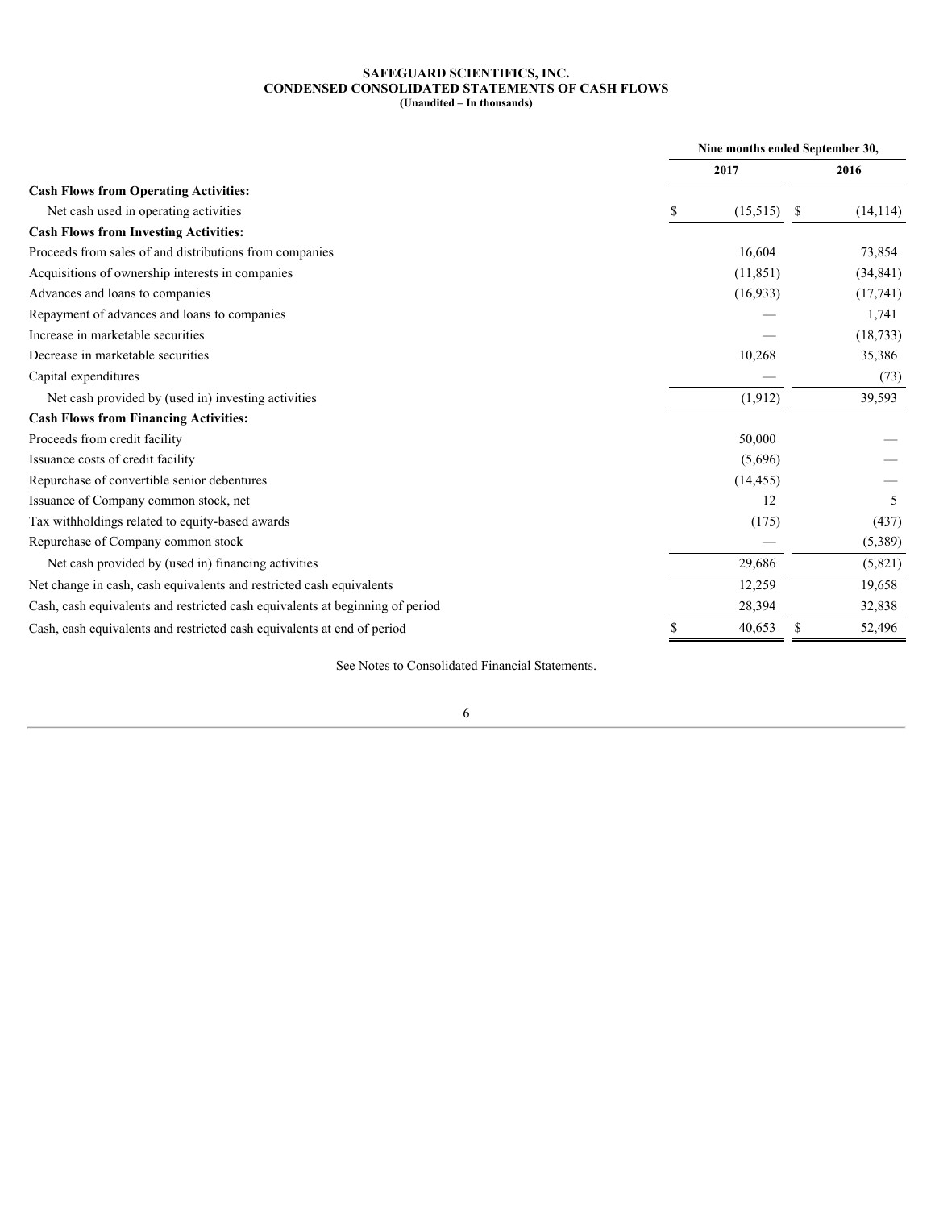**SAFEGUARD SCIENTIFICS, INC.**
**CONDENSED CONSOLIDATED STATEMENTS OF CASH FLOWS**
**(Unaudited – In thousands)**

| | Nine months ended September 30, | |
|---|---|---|
| | 2017 | 2016 |
| **Cash Flows from Operating Activities:** | | |
| Net cash used in operating activities | $ (15,515) | $ (14,114) |
| **Cash Flows from Investing Activities:** | | |
| Proceeds from sales of and distributions from companies | 16,604 | 73,854 |
| Acquisitions of ownership interests in companies | (11,851) | (34,841) |
| Advances and loans to companies | (16,933) | (17,741) |
| Repayment of advances and loans to companies | — | 1,741 |
| Increase in marketable securities | — | (18,733) |
| Decrease in marketable securities | 10,268 | 35,386 |
| Capital expenditures | — | (73) |
| Net cash provided by (used in) investing activities | (1,912) | 39,593 |
| **Cash Flows from Financing Activities:** | | |
| Proceeds from credit facility | 50,000 | — |
| Issuance costs of credit facility | (5,696) | — |
| Repurchase of convertible senior debentures | (14,455) | — |
| Issuance of Company common stock, net | 12 | 5 |
| Tax withholdings related to equity-based awards | (175) | (437) |
| Repurchase of Company common stock | — | (5,389) |
| Net cash provided by (used in) financing activities | 29,686 | (5,821) |
| Net change in cash, cash equivalents and restricted cash equivalents | 12,259 | 19,658 |
| Cash, cash equivalents and restricted cash equivalents at beginning of period | 28,394 | 32,838 |
| Cash, cash equivalents and restricted cash equivalents at end of period | $ 40,653 | $ 52,496 |

See Notes to Consolidated Financial Statements.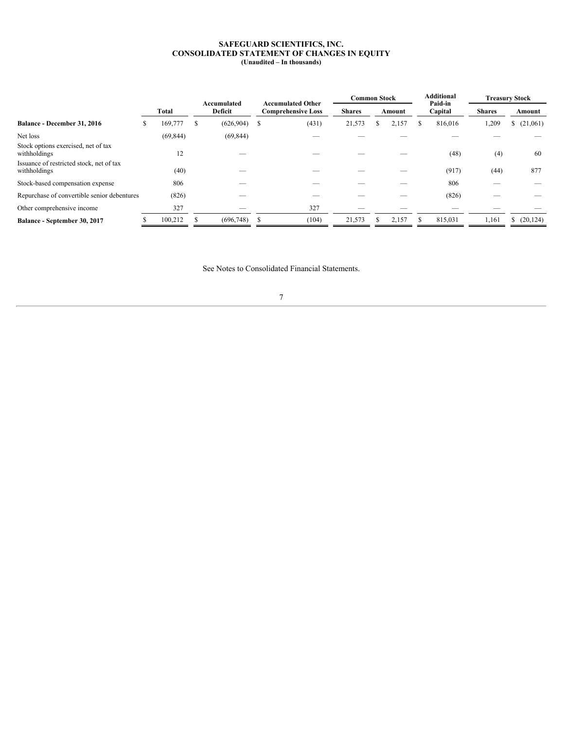# SAFEGUARD SCIENTIFICS, INC.
## CONSOLIDATED STATEMENT OF CHANGES IN EQUITY
**(Unaudited – In thousands)**

| | Total | Accumulated Deficit | Accumulated Other Comprehensive Loss | Common Stock | | Additional Paid-in Capital | Treasury Stock | |
|---|---|---|---|---|---|---|---|---|
| | | | | Shares | Amount | | Shares | Amount |
| **Balance - December 31, 2016** | $ 169,777 | $ (626,904) | $ (431) | 21,573 | $ 2,157 | $ 816,016 | 1,209 | $ (21,061) |
| Net loss | (69,844) | (69,844) | — | — | — | — | — | — |
| Stock options exercised, net of tax withholdings | 12 | — | — | — | — | (48) | (4) | 60 |
| Issuance of restricted stock, net of tax withholdings | (40) | — | — | — | — | (917) | (44) | 877 |
| Stock-based compensation expense | 806 | — | — | — | — | 806 | — | — |
| Repurchase of convertible senior debentures | (826) | — | — | — | — | (826) | — | — |
| Other comprehensive income | 327 | — | 327 | — | — | — | — | — |
| **Balance - September 30, 2017** | $ 100,212 | $ (696,748) | $ (104) | 21,573 | $ 2,157 | $ 815,031 | 1,161 | $ (20,124) |

See Notes to Consolidated Financial Statements.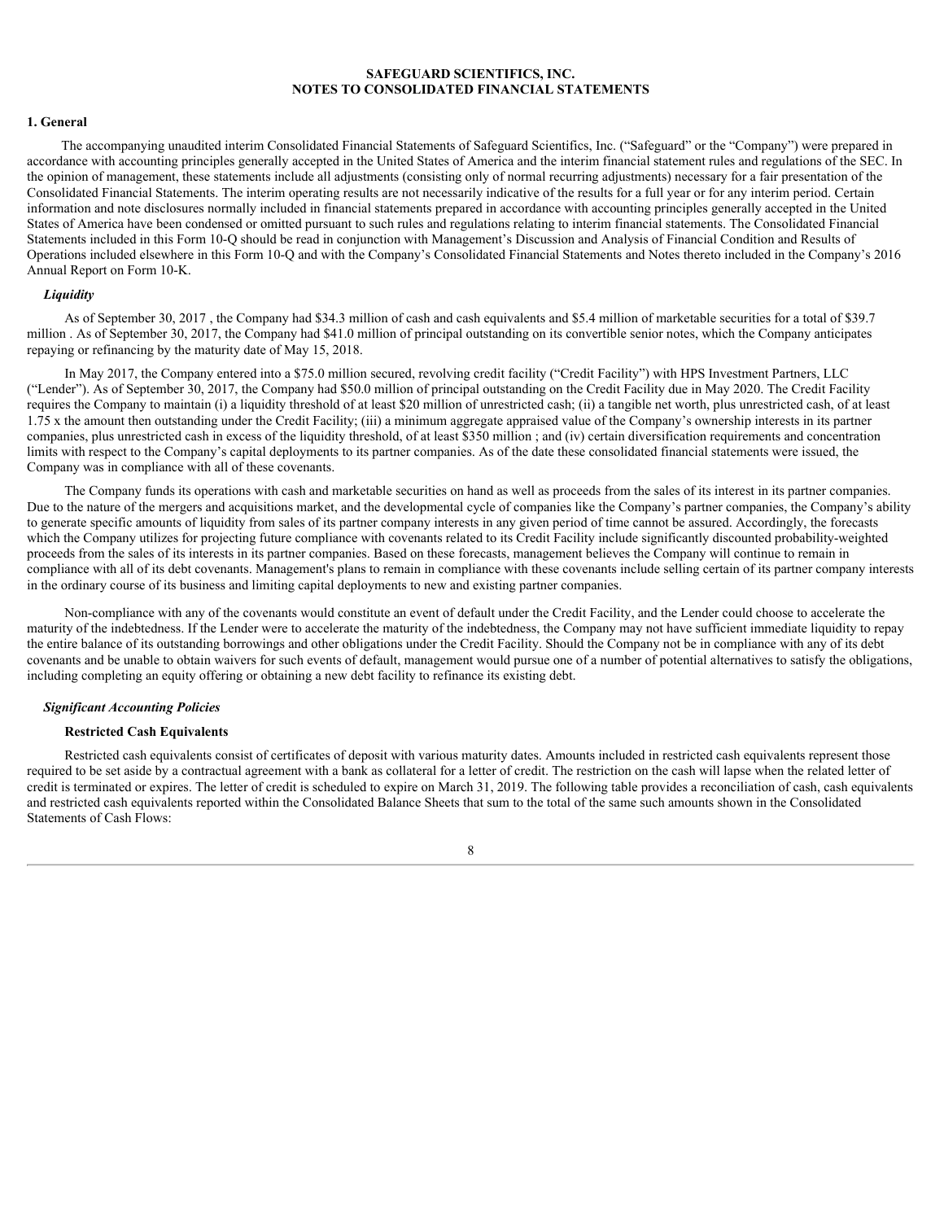# SAFEGUARD SCIENTIFICS, INC.
# NOTES TO CONSOLIDATED FINANCIAL STATEMENTS

## 1. General

The accompanying unaudited interim Consolidated Financial Statements of Safeguard Scientifics, Inc. ("Safeguard" or the "Company") were prepared in accordance with accounting principles generally accepted in the United States of America and the interim financial statement rules and regulations of the SEC. In the opinion of management, these statements include all adjustments (consisting only of normal recurring adjustments) necessary for a fair presentation of the Consolidated Financial Statements. The interim operating results are not necessarily indicative of the results for a full year or for any interim period. Certain information and note disclosures normally included in financial statements prepared in accordance with accounting principles generally accepted in the United States of America have been condensed or omitted pursuant to such rules and regulations relating to interim financial statements. The Consolidated Financial Statements included in this Form 10-Q should be read in conjunction with Management's Discussion and Analysis of Financial Condition and Results of Operations included elsewhere in this Form 10-Q and with the Company's Consolidated Financial Statements and Notes thereto included in the Company's 2016 Annual Report on Form 10-K.

### *Liquidity*

As of September 30, 2017 , the Company had $34.3 million of cash and cash equivalents and $5.4 million of marketable securities for a total of $39.7 million . As of September 30, 2017, the Company had $41.0 million of principal outstanding on its convertible senior notes, which the Company anticipates repaying or refinancing by the maturity date of May 15, 2018.

In May 2017, the Company entered into a $75.0 million secured, revolving credit facility ("Credit Facility") with HPS Investment Partners, LLC ("Lender"). As of September 30, 2017, the Company had $50.0 million of principal outstanding on the Credit Facility due in May 2020. The Credit Facility requires the Company to maintain (i) a liquidity threshold of at least $20 million of unrestricted cash; (ii) a tangible net worth, plus unrestricted cash, of at least 1.75 x the amount then outstanding under the Credit Facility; (iii) a minimum aggregate appraised value of the Company's ownership interests in its partner companies, plus unrestricted cash in excess of the liquidity threshold, of at least $350 million ; and (iv) certain diversification requirements and concentration limits with respect to the Company's capital deployments to its partner companies. As of the date these consolidated financial statements were issued, the Company was in compliance with all of these covenants.

The Company funds its operations with cash and marketable securities on hand as well as proceeds from the sales of its interest in its partner companies. Due to the nature of the mergers and acquisitions market, and the developmental cycle of companies like the Company's partner companies, the Company's ability to generate specific amounts of liquidity from sales of its partner company interests in any given period of time cannot be assured. Accordingly, the forecasts which the Company utilizes for projecting future compliance with covenants related to its Credit Facility include significantly discounted probability-weighted proceeds from the sales of its interests in its partner companies. Based on these forecasts, management believes the Company will continue to remain in compliance with all of its debt covenants. Management's plans to remain in compliance with these covenants include selling certain of its partner company interests in the ordinary course of its business and limiting capital deployments to new and existing partner companies.

Non-compliance with any of the covenants would constitute an event of default under the Credit Facility, and the Lender could choose to accelerate the maturity of the indebtedness. If the Lender were to accelerate the maturity of the indebtedness, the Company may not have sufficient immediate liquidity to repay the entire balance of its outstanding borrowings and other obligations under the Credit Facility. Should the Company not be in compliance with any of its debt covenants and be unable to obtain waivers for such events of default, management would pursue one of a number of potential alternatives to satisfy the obligations, including completing an equity offering or obtaining a new debt facility to refinance its existing debt.

### *Significant Accounting Policies*

#### Restricted Cash Equivalents

Restricted cash equivalents consist of certificates of deposit with various maturity dates. Amounts included in restricted cash equivalents represent those required to be set aside by a contractual agreement with a bank as collateral for a letter of credit. The restriction on the cash will lapse when the related letter of credit is terminated or expires. The letter of credit is scheduled to expire on March 31, 2019. The following table provides a reconciliation of cash, cash equivalents and restricted cash equivalents reported within the Consolidated Balance Sheets that sum to the total of the same such amounts shown in the Consolidated Statements of Cash Flows: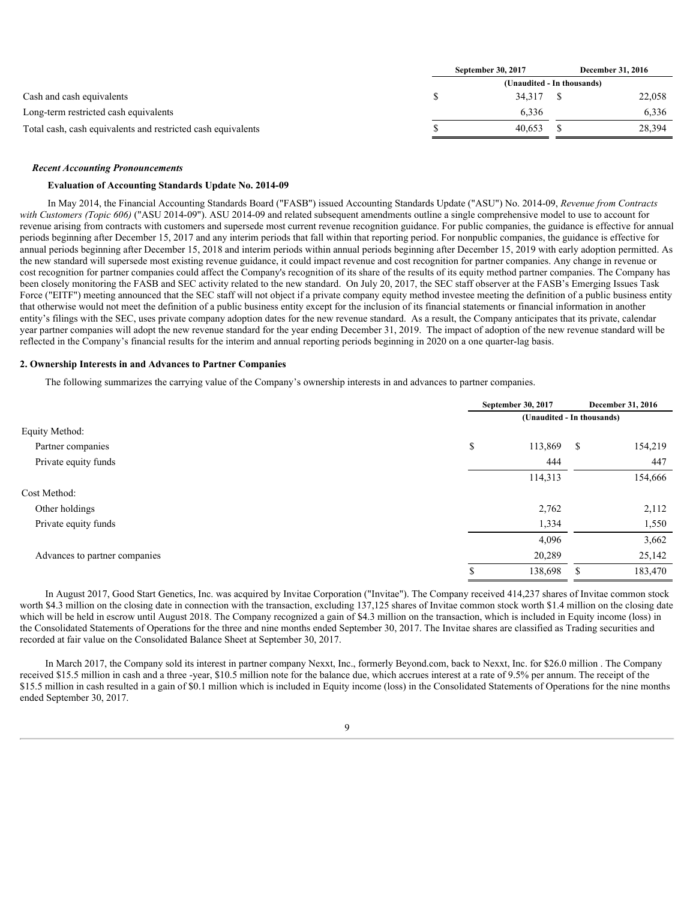| | September 30, 2017 | December 31, 2016 |
|---|---|---|
| | (Unaudited - In thousands) | |
| Cash and cash equivalents | $ 34,317 | $ 22,058 |
| Long-term restricted cash equivalents | 6,336 | 6,336 |
| Total cash, cash equivalents and restricted cash equivalents | $ 40,653 | $ 28,394 |

***Recent Accounting Pronouncements***

**Evaluation of Accounting Standards Update No. 2014-09**

In May 2014, the Financial Accounting Standards Board ("FASB") issued Accounting Standards Update ("ASU") No. 2014-09, *Revenue from Contracts with Customers (Topic 606)* ("ASU 2014-09"). ASU 2014-09 and related subsequent amendments outline a single comprehensive model to use to account for revenue arising from contracts with customers and supersede most current revenue recognition guidance. For public companies, the guidance is effective for annual periods beginning after December 15, 2017 and any interim periods that fall within that reporting period. For nonpublic companies, the guidance is effective for annual periods beginning after December 15, 2018 and interim periods within annual periods beginning after December 15, 2019 with early adoption permitted. As the new standard will supersede most existing revenue guidance, it could impact revenue and cost recognition for partner companies. Any change in revenue or cost recognition for partner companies could affect the Company's recognition of its share of the results of its equity method partner companies. The Company has been closely monitoring the FASB and SEC activity related to the new standard. On July 20, 2017, the SEC staff observer at the FASB's Emerging Issues Task Force ("EITF") meeting announced that the SEC staff will not object if a private company equity method investee meeting the definition of a public business entity that otherwise would not meet the definition of a public business entity except for the inclusion of its financial statements or financial information in another entity's filings with the SEC, uses private company adoption dates for the new revenue standard. As a result, the Company anticipates that its private, calendar year partner companies will adopt the new revenue standard for the year ending December 31, 2019. The impact of adoption of the new revenue standard will be reflected in the Company's financial results for the interim and annual reporting periods beginning in 2020 on a one quarter-lag basis.

**2. Ownership Interests in and Advances to Partner Companies**

The following summarizes the carrying value of the Company's ownership interests in and advances to partner companies.

| | September 30, 2017 | December 31, 2016 |
|---|---|---|
| | (Unaudited - In thousands) | |
| Equity Method: | | |
| Partner companies | $ 113,869 | $ 154,219 |
| Private equity funds | 444 | 447 |
| | 114,313 | 154,666 |
| Cost Method: | | |
| Other holdings | 2,762 | 2,112 |
| Private equity funds | 1,334 | 1,550 |
| | 4,096 | 3,662 |
| Advances to partner companies | 20,289 | 25,142 |
| | $ 138,698 | $ 183,470 |

In August 2017, Good Start Genetics, Inc. was acquired by Invitae Corporation ("Invitae"). The Company received 414,237 shares of Invitae common stock worth $4.3 million on the closing date in connection with the transaction, excluding 137,125 shares of Invitae common stock worth $1.4 million on the closing date which will be held in escrow until August 2018. The Company recognized a gain of $4.3 million on the transaction, which is included in Equity income (loss) in the Consolidated Statements of Operations for the three and nine months ended September 30, 2017. The Invitae shares are classified as Trading securities and recorded at fair value on the Consolidated Balance Sheet at September 30, 2017.

In March 2017, the Company sold its interest in partner company Nexxt, Inc., formerly Beyond.com, back to Nexxt, Inc. for $26.0 million . The Company received $15.5 million in cash and a three -year, $10.5 million note for the balance due, which accrues interest at a rate of 9.5% per annum. The receipt of the $15.5 million in cash resulted in a gain of $0.1 million which is included in Equity income (loss) in the Consolidated Statements of Operations for the nine months ended September 30, 2017.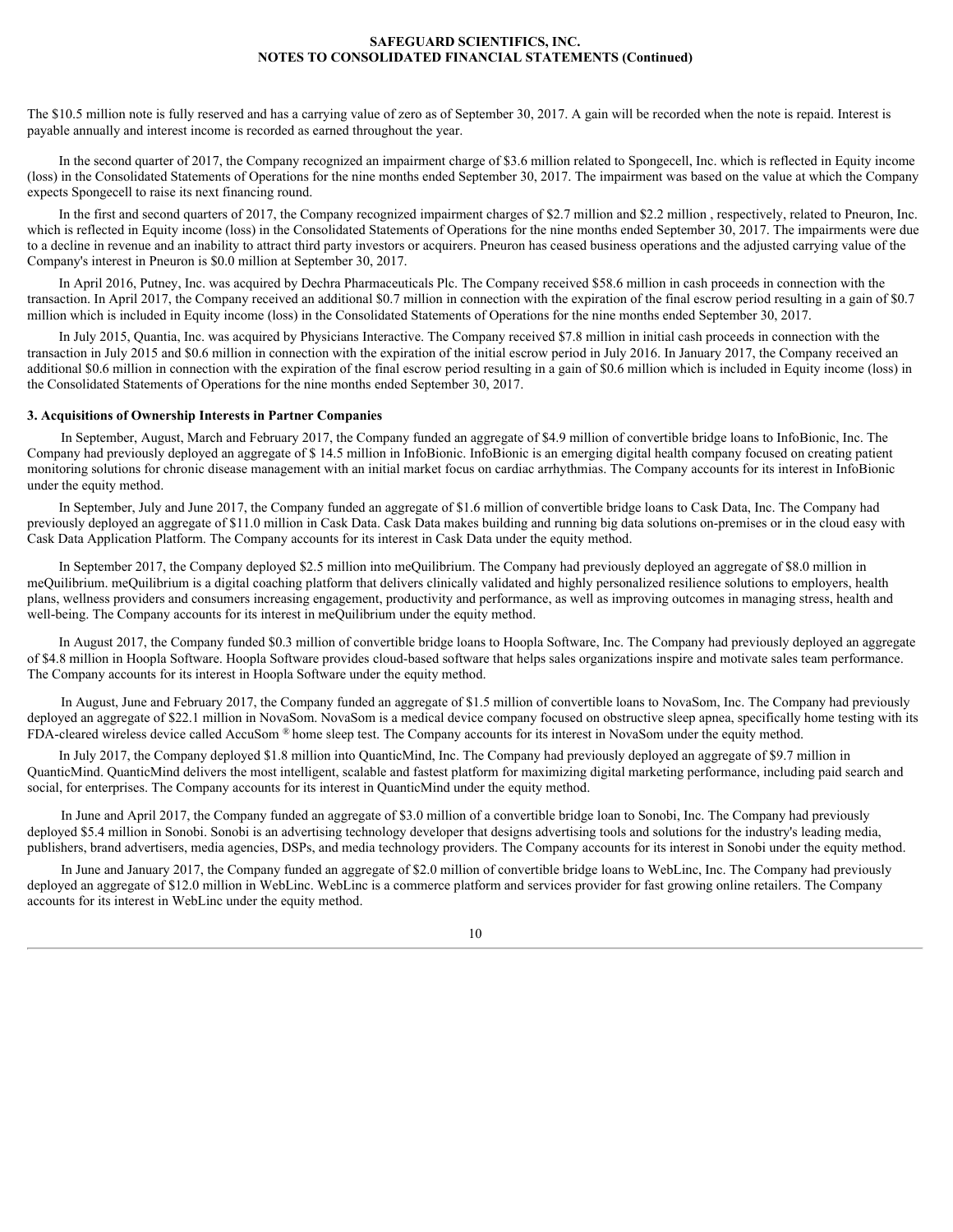The $10.5 million note is fully reserved and has a carrying value of zero as of September 30, 2017. A gain will be recorded when the note is repaid. Interest is payable annually and interest income is recorded as earned throughout the year.

In the second quarter of 2017, the Company recognized an impairment charge of $3.6 million related to Spongecell, Inc. which is reflected in Equity income (loss) in the Consolidated Statements of Operations for the nine months ended September 30, 2017. The impairment was based on the value at which the Company expects Spongecell to raise its next financing round.

In the first and second quarters of 2017, the Company recognized impairment charges of $2.7 million and $2.2 million , respectively, related to Pneuron, Inc. which is reflected in Equity income (loss) in the Consolidated Statements of Operations for the nine months ended September 30, 2017. The impairments were due to a decline in revenue and an inability to attract third party investors or acquirers. Pneuron has ceased business operations and the adjusted carrying value of the Company's interest in Pneuron is $0.0 million at September 30, 2017.

In April 2016, Putney, Inc. was acquired by Dechra Pharmaceuticals Plc. The Company received $58.6 million in cash proceeds in connection with the transaction. In April 2017, the Company received an additional $0.7 million in connection with the expiration of the final escrow period resulting in a gain of $0.7 million which is included in Equity income (loss) in the Consolidated Statements of Operations for the nine months ended September 30, 2017.

In July 2015, Quantia, Inc. was acquired by Physicians Interactive. The Company received $7.8 million in initial cash proceeds in connection with the transaction in July 2015 and $0.6 million in connection with the expiration of the initial escrow period in July 2016. In January 2017, the Company received an additional $0.6 million in connection with the expiration of the final escrow period resulting in a gain of $0.6 million which is included in Equity income (loss) in the Consolidated Statements of Operations for the nine months ended September 30, 2017.

**3. Acquisitions of Ownership Interests in Partner Companies**

In September, August, March and February 2017, the Company funded an aggregate of $4.9 million of convertible bridge loans to InfoBionic, Inc. The Company had previously deployed an aggregate of $ 14.5 million in InfoBionic. InfoBionic is an emerging digital health company focused on creating patient monitoring solutions for chronic disease management with an initial market focus on cardiac arrhythmias. The Company accounts for its interest in InfoBionic under the equity method.

In September, July and June 2017, the Company funded an aggregate of $1.6 million of convertible bridge loans to Cask Data, Inc. The Company had previously deployed an aggregate of $11.0 million in Cask Data. Cask Data makes building and running big data solutions on-premises or in the cloud easy with Cask Data Application Platform. The Company accounts for its interest in Cask Data under the equity method.

In September 2017, the Company deployed $2.5 million into meQuilibrium. The Company had previously deployed an aggregate of $8.0 million in meQuilibrium. meQuilibrium is a digital coaching platform that delivers clinically validated and highly personalized resilience solutions to employers, health plans, wellness providers and consumers increasing engagement, productivity and performance, as well as improving outcomes in managing stress, health and well-being. The Company accounts for its interest in meQuilibrium under the equity method.

In August 2017, the Company funded $0.3 million of convertible bridge loans to Hoopla Software, Inc. The Company had previously deployed an aggregate of $4.8 million in Hoopla Software. Hoopla Software provides cloud-based software that helps sales organizations inspire and motivate sales team performance. The Company accounts for its interest in Hoopla Software under the equity method.

In August, June and February 2017, the Company funded an aggregate of $1.5 million of convertible loans to NovaSom, Inc. The Company had previously deployed an aggregate of $22.1 million in NovaSom. NovaSom is a medical device company focused on obstructive sleep apnea, specifically home testing with its FDA-cleared wireless device called AccuSom ® home sleep test. The Company accounts for its interest in NovaSom under the equity method.

In July 2017, the Company deployed $1.8 million into QuanticMind, Inc. The Company had previously deployed an aggregate of $9.7 million in QuanticMind. QuanticMind delivers the most intelligent, scalable and fastest platform for maximizing digital marketing performance, including paid search and social, for enterprises. The Company accounts for its interest in QuanticMind under the equity method.

In June and April 2017, the Company funded an aggregate of $3.0 million of a convertible bridge loan to Sonobi, Inc. The Company had previously deployed $5.4 million in Sonobi. Sonobi is an advertising technology developer that designs advertising tools and solutions for the industry's leading media, publishers, brand advertisers, media agencies, DSPs, and media technology providers. The Company accounts for its interest in Sonobi under the equity method.

In June and January 2017, the Company funded an aggregate of $2.0 million of convertible bridge loans to WebLinc, Inc. The Company had previously deployed an aggregate of $12.0 million in WebLinc. WebLinc is a commerce platform and services provider for fast growing online retailers. The Company accounts for its interest in WebLinc under the equity method.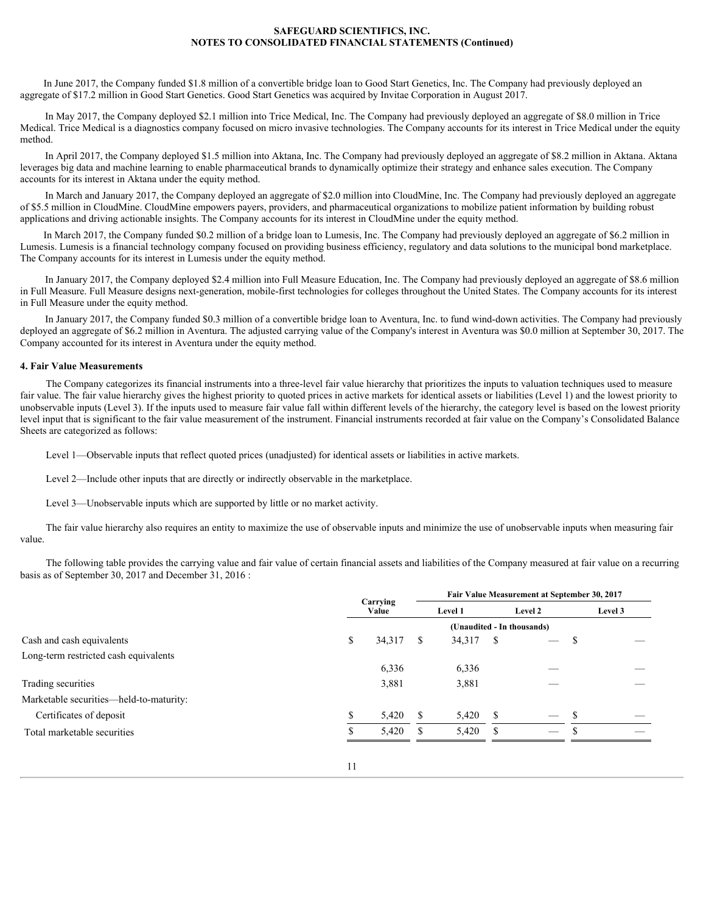In June 2017, the Company funded $1.8 million of a convertible bridge loan to Good Start Genetics, Inc. The Company had previously deployed an aggregate of $17.2 million in Good Start Genetics. Good Start Genetics was acquired by Invitae Corporation in August 2017.

In May 2017, the Company deployed $2.1 million into Trice Medical, Inc. The Company had previously deployed an aggregate of $8.0 million in Trice Medical. Trice Medical is a diagnostics company focused on micro invasive technologies. The Company accounts for its interest in Trice Medical under the equity method.

In April 2017, the Company deployed $1.5 million into Aktana, Inc. The Company had previously deployed an aggregate of $8.2 million in Aktana. Aktana leverages big data and machine learning to enable pharmaceutical brands to dynamically optimize their strategy and enhance sales execution. The Company accounts for its interest in Aktana under the equity method.

In March and January 2017, the Company deployed an aggregate of $2.0 million into CloudMine, Inc. The Company had previously deployed an aggregate of $5.5 million in CloudMine. CloudMine empowers payers, providers, and pharmaceutical organizations to mobilize patient information by building robust applications and driving actionable insights. The Company accounts for its interest in CloudMine under the equity method.

In March 2017, the Company funded $0.2 million of a bridge loan to Lumesis, Inc. The Company had previously deployed an aggregate of $6.2 million in Lumesis. Lumesis is a financial technology company focused on providing business efficiency, regulatory and data solutions to the municipal bond marketplace. The Company accounts for its interest in Lumesis under the equity method.

In January 2017, the Company deployed $2.4 million into Full Measure Education, Inc. The Company had previously deployed an aggregate of $8.6 million in Full Measure. Full Measure designs next-generation, mobile-first technologies for colleges throughout the United States. The Company accounts for its interest in Full Measure under the equity method.

In January 2017, the Company funded $0.3 million of a convertible bridge loan to Aventura, Inc. to fund wind-down activities. The Company had previously deployed an aggregate of $6.2 million in Aventura. The adjusted carrying value of the Company's interest in Aventura was $0.0 million at September 30, 2017. The Company accounted for its interest in Aventura under the equity method.

**4. Fair Value Measurements**

The Company categorizes its financial instruments into a three-level fair value hierarchy that prioritizes the inputs to valuation techniques used to measure fair value. The fair value hierarchy gives the highest priority to quoted prices in active markets for identical assets or liabilities (Level 1) and the lowest priority to unobservable inputs (Level 3). If the inputs used to measure fair value fall within different levels of the hierarchy, the category level is based on the lowest priority level input that is significant to the fair value measurement of the instrument. Financial instruments recorded at fair value on the Company's Consolidated Balance Sheets are categorized as follows:

Level 1—Observable inputs that reflect quoted prices (unadjusted) for identical assets or liabilities in active markets.

Level 2—Include other inputs that are directly or indirectly observable in the marketplace.

Level 3—Unobservable inputs which are supported by little or no market activity.

The fair value hierarchy also requires an entity to maximize the use of observable inputs and minimize the use of unobservable inputs when measuring fair value.

The following table provides the carrying value and fair value of certain financial assets and liabilities of the Company measured at fair value on a recurring basis as of September 30, 2017 and December 31, 2016 :

| | Carrying Value | Fair Value Measurement at September 30, 2017 | | |
|---|---|---|---|---|
| | | Level 1 | Level 2 | Level 3 |
| | (Unaudited - In thousands) | | | |
| Cash and cash equivalents | $ 34,317 | $ 34,317 | $ — | $ — |
| Long-term restricted cash equivalents | 6,336 | 6,336 | — | — |
| Trading securities | 3,881 | 3,881 | — | — |
| Marketable securities—held-to-maturity: | | | | |
| Certificates of deposit | $ 5,420 | $ 5,420 | $ — | $ — |
| Total marketable securities | $ 5,420 | $ 5,420 | $ — | $ — |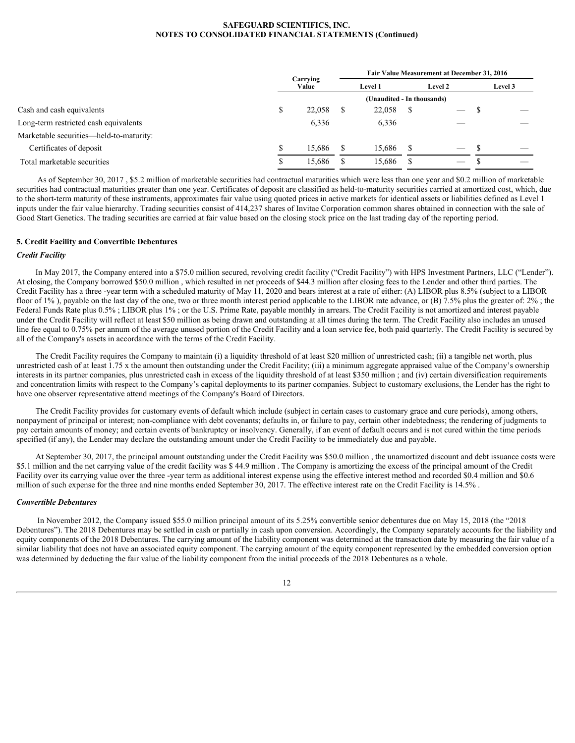|  | Carrying Value | Fair Value Measurement at December 31, 2016 |  |  |
|---|---|---|---|---|
|  |  | Level 1 | Level 2 | Level 3 |
|  | (Unaudited - In thousands) |  |  |  |
| Cash and cash equivalents | $ 22,058 | $ 22,058 | $ — | $ — |
| Long-term restricted cash equivalents | 6,336 | 6,336 | — | — |
| Marketable securities—held-to-maturity: |  |  |  |  |
| Certificates of deposit | $ 15,686 | $ 15,686 | $ — | $ — |
| Total marketable securities | $ 15,686 | $ 15,686 | $ — | $ — |

As of September 30, 2017 , $5.2 million of marketable securities had contractual maturities which were less than one year and $0.2 million of marketable securities had contractual maturities greater than one year. Certificates of deposit are classified as held-to-maturity securities carried at amortized cost, which, due to the short-term maturity of these instruments, approximates fair value using quoted prices in active markets for identical assets or liabilities defined as Level 1 inputs under the fair value hierarchy. Trading securities consist of 414,237 shares of Invitae Corporation common shares obtained in connection with the sale of Good Start Genetics. The trading securities are carried at fair value based on the closing stock price on the last trading day of the reporting period.

### 5. Credit Facility and Convertible Debentures

#### *Credit Facility*

In May 2017, the Company entered into a $75.0 million secured, revolving credit facility ("Credit Facility") with HPS Investment Partners, LLC ("Lender"). At closing, the Company borrowed $50.0 million , which resulted in net proceeds of $44.3 million after closing fees to the Lender and other third parties. The Credit Facility has a three -year term with a scheduled maturity of May 11, 2020 and bears interest at a rate of either: (A) LIBOR plus 8.5% (subject to a LIBOR floor of 1% ), payable on the last day of the one, two or three month interest period applicable to the LIBOR rate advance, or (B) 7.5% plus the greater of: 2% ; the Federal Funds Rate plus 0.5% ; LIBOR plus 1% ; or the U.S. Prime Rate, payable monthly in arrears. The Credit Facility is not amortized and interest payable under the Credit Facility will reflect at least $50 million as being drawn and outstanding at all times during the term. The Credit Facility also includes an unused line fee equal to 0.75% per annum of the average unused portion of the Credit Facility and a loan service fee, both paid quarterly. The Credit Facility is secured by all of the Company's assets in accordance with the terms of the Credit Facility.

The Credit Facility requires the Company to maintain (i) a liquidity threshold of at least $20 million of unrestricted cash; (ii) a tangible net worth, plus unrestricted cash of at least 1.75 x the amount then outstanding under the Credit Facility; (iii) a minimum aggregate appraised value of the Company's ownership interests in its partner companies, plus unrestricted cash in excess of the liquidity threshold of at least $350 million ; and (iv) certain diversification requirements and concentration limits with respect to the Company's capital deployments to its partner companies. Subject to customary exclusions, the Lender has the right to have one observer representative attend meetings of the Company's Board of Directors.

The Credit Facility provides for customary events of default which include (subject in certain cases to customary grace and cure periods), among others, nonpayment of principal or interest; non-compliance with debt covenants; defaults in, or failure to pay, certain other indebtedness; the rendering of judgments to pay certain amounts of money; and certain events of bankruptcy or insolvency. Generally, if an event of default occurs and is not cured within the time periods specified (if any), the Lender may declare the outstanding amount under the Credit Facility to be immediately due and payable.

At September 30, 2017, the principal amount outstanding under the Credit Facility was $50.0 million , the unamortized discount and debt issuance costs were $5.1 million and the net carrying value of the credit facility was $ 44.9 million . The Company is amortizing the excess of the principal amount of the Credit Facility over its carrying value over the three -year term as additional interest expense using the effective interest method and recorded $0.4 million and $0.6 million of such expense for the three and nine months ended September 30, 2017. The effective interest rate on the Credit Facility is 14.5% .

#### *Convertible Debentures*

In November 2012, the Company issued $55.0 million principal amount of its 5.25% convertible senior debentures due on May 15, 2018 (the "2018 Debentures"). The 2018 Debentures may be settled in cash or partially in cash upon conversion. Accordingly, the Company separately accounts for the liability and equity components of the 2018 Debentures. The carrying amount of the liability component was determined at the transaction date by measuring the fair value of a similar liability that does not have an associated equity component. The carrying amount of the equity component represented by the embedded conversion option was determined by deducting the fair value of the liability component from the initial proceeds of the 2018 Debentures as a whole.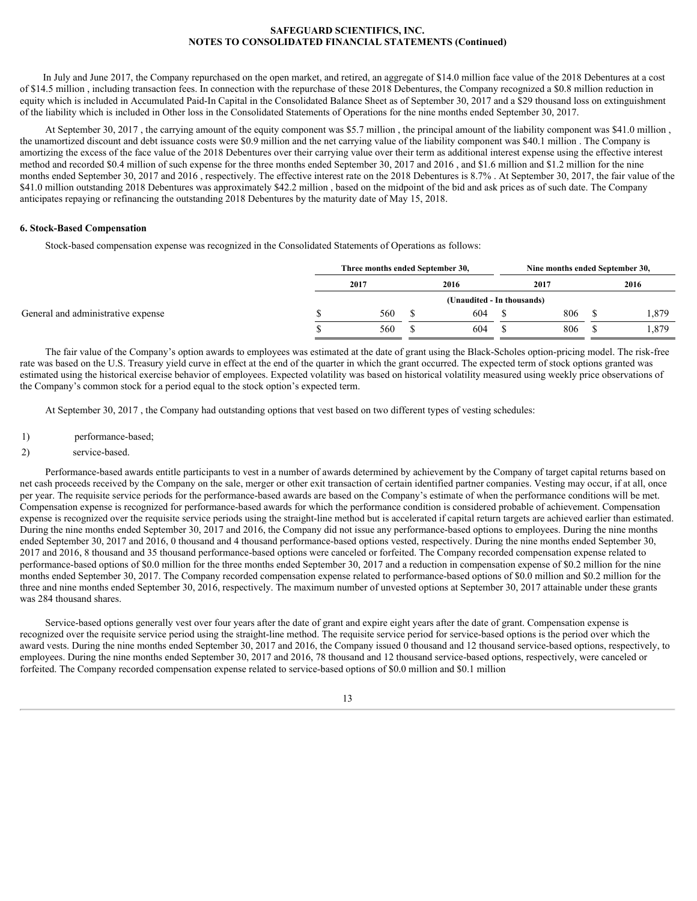In July and June 2017, the Company repurchased on the open market, and retired, an aggregate of $14.0 million face value of the 2018 Debentures at a cost of $14.5 million , including transaction fees. In connection with the repurchase of these 2018 Debentures, the Company recognized a $0.8 million reduction in equity which is included in Accumulated Paid-In Capital in the Consolidated Balance Sheet as of September 30, 2017 and a $29 thousand loss on extinguishment of the liability which is included in Other loss in the Consolidated Statements of Operations for the nine months ended September 30, 2017.

At September 30, 2017 , the carrying amount of the equity component was $5.7 million , the principal amount of the liability component was $41.0 million , the unamortized discount and debt issuance costs were $0.9 million and the net carrying value of the liability component was $40.1 million . The Company is amortizing the excess of the face value of the 2018 Debentures over their carrying value over their term as additional interest expense using the effective interest method and recorded $0.4 million of such expense for the three months ended September 30, 2017 and 2016 , and $1.6 million and $1.2 million for the nine months ended September 30, 2017 and 2016 , respectively. The effective interest rate on the 2018 Debentures is 8.7% . At September 30, 2017, the fair value of the $41.0 million outstanding 2018 Debentures was approximately $42.2 million , based on the midpoint of the bid and ask prices as of such date. The Company anticipates repaying or refinancing the outstanding 2018 Debentures by the maturity date of May 15, 2018.

## 6. Stock-Based Compensation

Stock-based compensation expense was recognized in the Consolidated Statements of Operations as follows:

| | Three months ended September 30, | | Nine months ended September 30, | |
|---|---|---|---|---|
| | 2017 | 2016 | 2017 | 2016 |
| | (Unaudited - In thousands) | | | |
| General and administrative expense | $ 560 | $ 604 | $ 806 | $ 1,879 |
| | $ 560 | $ 604 | $ 806 | $ 1,879 |

The fair value of the Company's option awards to employees was estimated at the date of grant using the Black-Scholes option-pricing model. The risk-free rate was based on the U.S. Treasury yield curve in effect at the end of the quarter in which the grant occurred. The expected term of stock options granted was estimated using the historical exercise behavior of employees. Expected volatility was based on historical volatility measured using weekly price observations of the Company's common stock for a period equal to the stock option's expected term.

At September 30, 2017 , the Company had outstanding options that vest based on two different types of vesting schedules:

1) performance-based;
2) service-based.

Performance-based awards entitle participants to vest in a number of awards determined by achievement by the Company of target capital returns based on net cash proceeds received by the Company on the sale, merger or other exit transaction of certain identified partner companies. Vesting may occur, if at all, once per year. The requisite service periods for the performance-based awards are based on the Company's estimate of when the performance conditions will be met. Compensation expense is recognized for performance-based awards for which the performance condition is considered probable of achievement. Compensation expense is recognized over the requisite service periods using the straight-line method but is accelerated if capital return targets are achieved earlier than estimated. During the nine months ended September 30, 2017 and 2016, the Company did not issue any performance-based options to employees. During the nine months ended September 30, 2017 and 2016, 0 thousand and 4 thousand performance-based options vested, respectively. During the nine months ended September 30, 2017 and 2016, 8 thousand and 35 thousand performance-based options were canceled or forfeited. The Company recorded compensation expense related to performance-based options of $0.0 million for the three months ended September 30, 2017 and a reduction in compensation expense of $0.2 million for the nine months ended September 30, 2017. The Company recorded compensation expense related to performance-based options of $0.0 million and $0.2 million for the three and nine months ended September 30, 2016, respectively. The maximum number of unvested options at September 30, 2017 attainable under these grants was 284 thousand shares.

Service-based options generally vest over four years after the date of grant and expire eight years after the date of grant. Compensation expense is recognized over the requisite service period using the straight-line method. The requisite service period for service-based options is the period over which the award vests. During the nine months ended September 30, 2017 and 2016, the Company issued 0 thousand and 12 thousand service-based options, respectively, to employees. During the nine months ended September 30, 2017 and 2016, 78 thousand and 12 thousand service-based options, respectively, were canceled or forfeited. The Company recorded compensation expense related to service-based options of $0.0 million and $0.1 million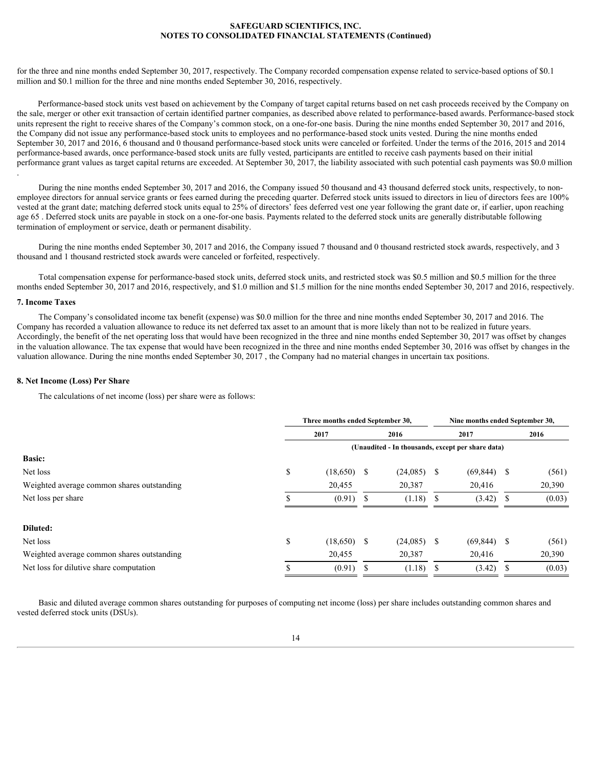for the three and nine months ended September 30, 2017, respectively. The Company recorded compensation expense related to service-based options of $0.1 million and $0.1 million for the three and nine months ended September 30, 2016, respectively.

Performance-based stock units vest based on achievement by the Company of target capital returns based on net cash proceeds received by the Company on the sale, merger or other exit transaction of certain identified partner companies, as described above related to performance-based awards. Performance-based stock units represent the right to receive shares of the Company's common stock, on a one-for-one basis. During the nine months ended September 30, 2017 and 2016, the Company did not issue any performance-based stock units to employees and no performance-based stock units vested. During the nine months ended September 30, 2017 and 2016, 6 thousand and 0 thousand performance-based stock units were canceled or forfeited. Under the terms of the 2016, 2015 and 2014 performance-based awards, once performance-based stock units are fully vested, participants are entitled to receive cash payments based on their initial performance grant values as target capital returns are exceeded. At September 30, 2017, the liability associated with such potential cash payments was $0.0 million .

During the nine months ended September 30, 2017 and 2016, the Company issued 50 thousand and 43 thousand deferred stock units, respectively, to non-employee directors for annual service grants or fees earned during the preceding quarter. Deferred stock units issued to directors in lieu of directors fees are 100% vested at the grant date; matching deferred stock units equal to 25% of directors' fees deferred vest one year following the grant date or, if earlier, upon reaching age 65 . Deferred stock units are payable in stock on a one-for-one basis. Payments related to the deferred stock units are generally distributable following termination of employment or service, death or permanent disability.

During the nine months ended September 30, 2017 and 2016, the Company issued 7 thousand and 0 thousand restricted stock awards, respectively, and 3 thousand and 1 thousand restricted stock awards were canceled or forfeited, respectively.

Total compensation expense for performance-based stock units, deferred stock units, and restricted stock was $0.5 million and $0.5 million for the three months ended September 30, 2017 and 2016, respectively, and $1.0 million and $1.5 million for the nine months ended September 30, 2017 and 2016, respectively.

### 7. Income Taxes

The Company's consolidated income tax benefit (expense) was $0.0 million for the three and nine months ended September 30, 2017 and 2016. The Company has recorded a valuation allowance to reduce its net deferred tax asset to an amount that is more likely than not to be realized in future years. Accordingly, the benefit of the net operating loss that would have been recognized in the three and nine months ended September 30, 2017 was offset by changes in the valuation allowance. The tax expense that would have been recognized in the three and nine months ended September 30, 2016 was offset by changes in the valuation allowance. During the nine months ended September 30, 2017 , the Company had no material changes in uncertain tax positions.

### 8. Net Income (Loss) Per Share

The calculations of net income (loss) per share were as follows:

| | Three months ended September 30, | | Nine months ended September 30, | |
|---|---|---|---|---|
| | 2017 | 2016 | 2017 | 2016 |
| | (Unaudited - In thousands, except per share data) | | | |
| **Basic:** | | | | |
| Net loss | $ (18,650) | $ (24,085) | $ (69,844) | $ (561) |
| Weighted average common shares outstanding | 20,455 | 20,387 | 20,416 | 20,390 |
| Net loss per share | $ (0.91) | $ (1.18) | $ (3.42) | $ (0.03) |
| **Diluted:** | | | | |
| Net loss | $ (18,650) | $ (24,085) | $ (69,844) | $ (561) |
| Weighted average common shares outstanding | 20,455 | 20,387 | 20,416 | 20,390 |
| Net loss for dilutive share computation | $ (0.91) | $ (1.18) | $ (3.42) | $ (0.03) |

Basic and diluted average common shares outstanding for purposes of computing net income (loss) per share includes outstanding common shares and vested deferred stock units (DSUs).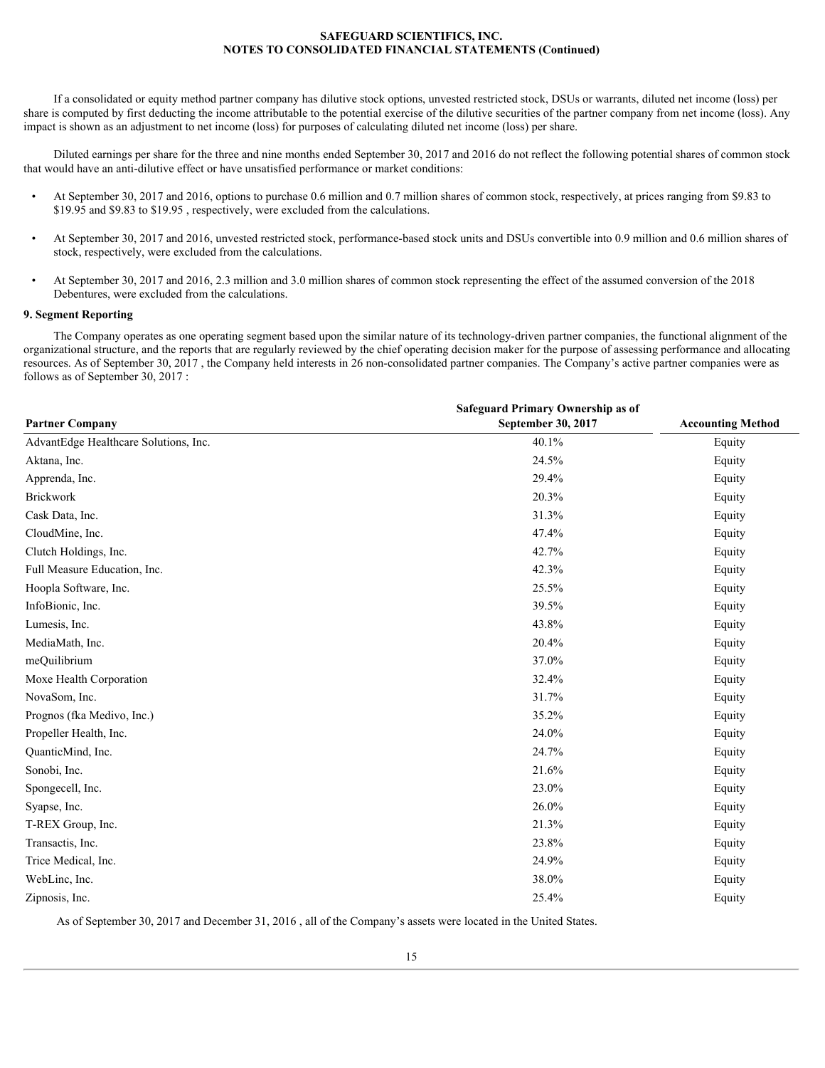If a consolidated or equity method partner company has dilutive stock options, unvested restricted stock, DSUs or warrants, diluted net income (loss) per share is computed by first deducting the income attributable to the potential exercise of the dilutive securities of the partner company from net income (loss). Any impact is shown as an adjustment to net income (loss) for purposes of calculating diluted net income (loss) per share.

Diluted earnings per share for the three and nine months ended September 30, 2017 and 2016 do not reflect the following potential shares of common stock that would have an anti-dilutive effect or have unsatisfied performance or market conditions:

- At September 30, 2017 and 2016, options to purchase 0.6 million and 0.7 million shares of common stock, respectively, at prices ranging from $9.83 to $19.95 and $9.83 to $19.95 , respectively, were excluded from the calculations.
- At September 30, 2017 and 2016, unvested restricted stock, performance-based stock units and DSUs convertible into 0.9 million and 0.6 million shares of stock, respectively, were excluded from the calculations.
- At September 30, 2017 and 2016, 2.3 million and 3.0 million shares of common stock representing the effect of the assumed conversion of the 2018 Debentures, were excluded from the calculations.

### 9. Segment Reporting

The Company operates as one operating segment based upon the similar nature of its technology-driven partner companies, the functional alignment of the organizational structure, and the reports that are regularly reviewed by the chief operating decision maker for the purpose of assessing performance and allocating resources. As of September 30, 2017 , the Company held interests in 26 non-consolidated partner companies. The Company's active partner companies were as follows as of September 30, 2017 :

| Partner Company | Safeguard Primary Ownership as of September 30, 2017 | Accounting Method |
|---|---|---|
| AdvantEdge Healthcare Solutions, Inc. | 40.1% | Equity |
| Aktana, Inc. | 24.5% | Equity |
| Apprenda, Inc. | 29.4% | Equity |
| Brickwork | 20.3% | Equity |
| Cask Data, Inc. | 31.3% | Equity |
| CloudMine, Inc. | 47.4% | Equity |
| Clutch Holdings, Inc. | 42.7% | Equity |
| Full Measure Education, Inc. | 42.3% | Equity |
| Hoopla Software, Inc. | 25.5% | Equity |
| InfoBionic, Inc. | 39.5% | Equity |
| Lumesis, Inc. | 43.8% | Equity |
| MediaMath, Inc. | 20.4% | Equity |
| meQuilibrium | 37.0% | Equity |
| Moxe Health Corporation | 32.4% | Equity |
| NovaSom, Inc. | 31.7% | Equity |
| Prognos (fka Medivo, Inc.) | 35.2% | Equity |
| Propeller Health, Inc. | 24.0% | Equity |
| QuanticMind, Inc. | 24.7% | Equity |
| Sonobi, Inc. | 21.6% | Equity |
| Spongecell, Inc. | 23.0% | Equity |
| Syapse, Inc. | 26.0% | Equity |
| T-REX Group, Inc. | 21.3% | Equity |
| Transactis, Inc. | 23.8% | Equity |
| Trice Medical, Inc. | 24.9% | Equity |
| WebLinc, Inc. | 38.0% | Equity |
| Zipnosis, Inc. | 25.4% | Equity |

As of September 30, 2017 and December 31, 2016 , all of the Company's assets were located in the United States.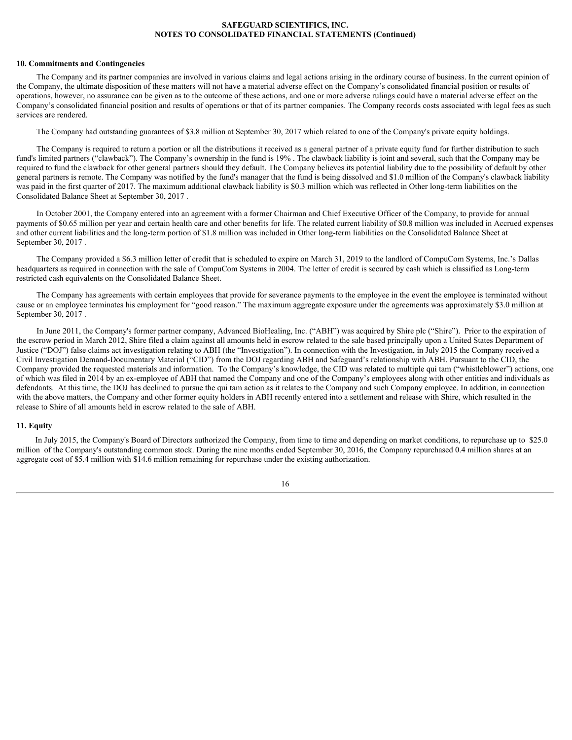## 10. Commitments and Contingencies

The Company and its partner companies are involved in various claims and legal actions arising in the ordinary course of business. In the current opinion of the Company, the ultimate disposition of these matters will not have a material adverse effect on the Company's consolidated financial position or results of operations, however, no assurance can be given as to the outcome of these actions, and one or more adverse rulings could have a material adverse effect on the Company's consolidated financial position and results of operations or that of its partner companies. The Company records costs associated with legal fees as such services are rendered.

The Company had outstanding guarantees of $3.8 million at September 30, 2017 which related to one of the Company's private equity holdings.

The Company is required to return a portion or all the distributions it received as a general partner of a private equity fund for further distribution to such fund's limited partners ("clawback"). The Company's ownership in the fund is 19% . The clawback liability is joint and several, such that the Company may be required to fund the clawback for other general partners should they default. The Company believes its potential liability due to the possibility of default by other general partners is remote. The Company was notified by the fund's manager that the fund is being dissolved and $1.0 million of the Company's clawback liability was paid in the first quarter of 2017. The maximum additional clawback liability is $0.3 million which was reflected in Other long-term liabilities on the Consolidated Balance Sheet at September 30, 2017 .

In October 2001, the Company entered into an agreement with a former Chairman and Chief Executive Officer of the Company, to provide for annual payments of $0.65 million per year and certain health care and other benefits for life. The related current liability of $0.8 million was included in Accrued expenses and other current liabilities and the long-term portion of $1.8 million was included in Other long-term liabilities on the Consolidated Balance Sheet at September 30, 2017 .

The Company provided a $6.3 million letter of credit that is scheduled to expire on March 31, 2019 to the landlord of CompuCom Systems, Inc.'s Dallas headquarters as required in connection with the sale of CompuCom Systems in 2004. The letter of credit is secured by cash which is classified as Long-term restricted cash equivalents on the Consolidated Balance Sheet.

The Company has agreements with certain employees that provide for severance payments to the employee in the event the employee is terminated without cause or an employee terminates his employment for "good reason." The maximum aggregate exposure under the agreements was approximately $3.0 million at September 30, 2017 .

In June 2011, the Company's former partner company, Advanced BioHealing, Inc. ("ABH") was acquired by Shire plc ("Shire"). Prior to the expiration of the escrow period in March 2012, Shire filed a claim against all amounts held in escrow related to the sale based principally upon a United States Department of Justice ("DOJ") false claims act investigation relating to ABH (the "Investigation"). In connection with the Investigation, in July 2015 the Company received a Civil Investigation Demand-Documentary Material ("CID") from the DOJ regarding ABH and Safeguard's relationship with ABH. Pursuant to the CID, the Company provided the requested materials and information. To the Company's knowledge, the CID was related to multiple qui tam ("whistleblower") actions, one of which was filed in 2014 by an ex-employee of ABH that named the Company and one of the Company's employees along with other entities and individuals as defendants. At this time, the DOJ has declined to pursue the qui tam action as it relates to the Company and such Company employee. In addition, in connection with the above matters, the Company and other former equity holders in ABH recently entered into a settlement and release with Shire, which resulted in the release to Shire of all amounts held in escrow related to the sale of ABH.

## 11. Equity

In July 2015, the Company's Board of Directors authorized the Company, from time to time and depending on market conditions, to repurchase up to $25.0 million of the Company's outstanding common stock. During the nine months ended September 30, 2016, the Company repurchased 0.4 million shares at an aggregate cost of $5.4 million with $14.6 million remaining for repurchase under the existing authorization.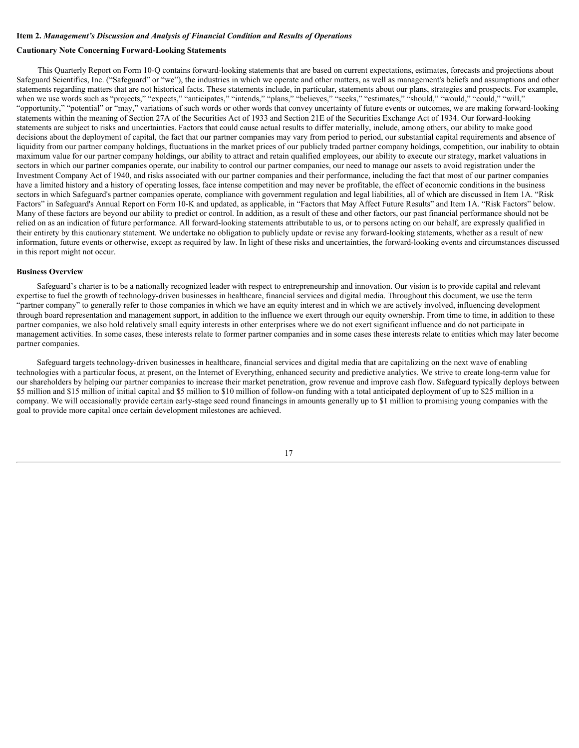**Item 2.** ***Management's Discussion and Analysis of Financial Condition and Results of Operations***

**Cautionary Note Concerning Forward-Looking Statements**

This Quarterly Report on Form 10-Q contains forward-looking statements that are based on current expectations, estimates, forecasts and projections about Safeguard Scientifics, Inc. ("Safeguard" or "we"), the industries in which we operate and other matters, as well as management's beliefs and assumptions and other statements regarding matters that are not historical facts. These statements include, in particular, statements about our plans, strategies and prospects. For example, when we use words such as "projects," "expects," "anticipates," "intends," "plans," "believes," "seeks," "estimates," "should," "would," "could," "will," "opportunity," "potential" or "may," variations of such words or other words that convey uncertainty of future events or outcomes, we are making forward-looking statements within the meaning of Section 27A of the Securities Act of 1933 and Section 21E of the Securities Exchange Act of 1934. Our forward-looking statements are subject to risks and uncertainties. Factors that could cause actual results to differ materially, include, among others, our ability to make good decisions about the deployment of capital, the fact that our partner companies may vary from period to period, our substantial capital requirements and absence of liquidity from our partner company holdings, fluctuations in the market prices of our publicly traded partner company holdings, competition, our inability to obtain maximum value for our partner company holdings, our ability to attract and retain qualified employees, our ability to execute our strategy, market valuations in sectors in which our partner companies operate, our inability to control our partner companies, our need to manage our assets to avoid registration under the Investment Company Act of 1940, and risks associated with our partner companies and their performance, including the fact that most of our partner companies have a limited history and a history of operating losses, face intense competition and may never be profitable, the effect of economic conditions in the business sectors in which Safeguard's partner companies operate, compliance with government regulation and legal liabilities, all of which are discussed in Item 1A. "Risk Factors" in Safeguard's Annual Report on Form 10-K and updated, as applicable, in "Factors that May Affect Future Results" and Item 1A. "Risk Factors" below. Many of these factors are beyond our ability to predict or control. In addition, as a result of these and other factors, our past financial performance should not be relied on as an indication of future performance. All forward-looking statements attributable to us, or to persons acting on our behalf, are expressly qualified in their entirety by this cautionary statement. We undertake no obligation to publicly update or revise any forward-looking statements, whether as a result of new information, future events or otherwise, except as required by law. In light of these risks and uncertainties, the forward-looking events and circumstances discussed in this report might not occur.

**Business Overview**

Safeguard's charter is to be a nationally recognized leader with respect to entrepreneurship and innovation. Our vision is to provide capital and relevant expertise to fuel the growth of technology-driven businesses in healthcare, financial services and digital media. Throughout this document, we use the term "partner company" to generally refer to those companies in which we have an equity interest and in which we are actively involved, influencing development through board representation and management support, in addition to the influence we exert through our equity ownership. From time to time, in addition to these partner companies, we also hold relatively small equity interests in other enterprises where we do not exert significant influence and do not participate in management activities. In some cases, these interests relate to former partner companies and in some cases these interests relate to entities which may later become partner companies.

Safeguard targets technology-driven businesses in healthcare, financial services and digital media that are capitalizing on the next wave of enabling technologies with a particular focus, at present, on the Internet of Everything, enhanced security and predictive analytics. We strive to create long-term value for our shareholders by helping our partner companies to increase their market penetration, grow revenue and improve cash flow. Safeguard typically deploys between $5 million and $15 million of initial capital and $5 million to $10 million of follow-on funding with a total anticipated deployment of up to $25 million in a company. We will occasionally provide certain early-stage seed round financings in amounts generally up to $1 million to promising young companies with the goal to provide more capital once certain development milestones are achieved.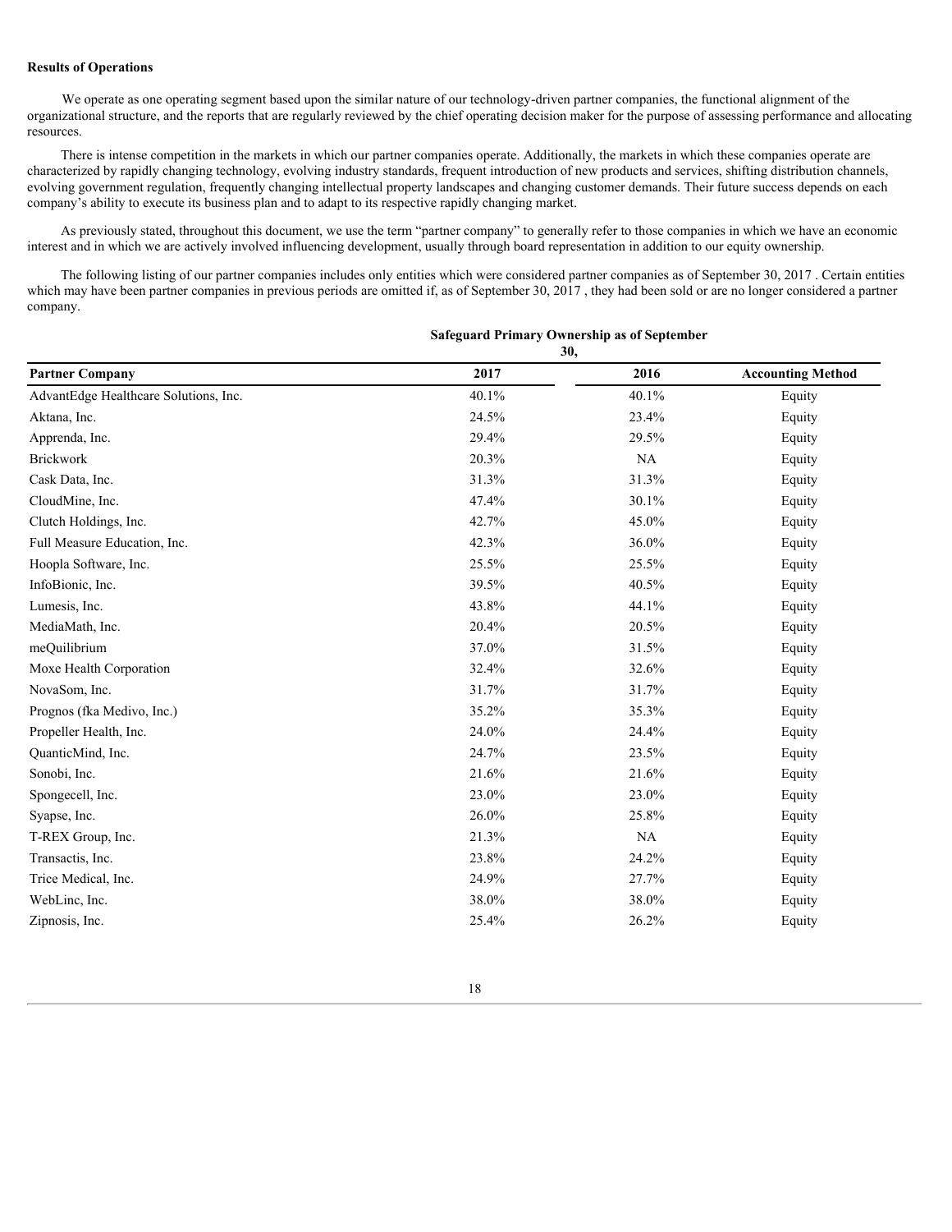**Results of Operations**

We operate as one operating segment based upon the similar nature of our technology-driven partner companies, the functional alignment of the organizational structure, and the reports that are regularly reviewed by the chief operating decision maker for the purpose of assessing performance and allocating resources.

There is intense competition in the markets in which our partner companies operate. Additionally, the markets in which these companies operate are characterized by rapidly changing technology, evolving industry standards, frequent introduction of new products and services, shifting distribution channels, evolving government regulation, frequently changing intellectual property landscapes and changing customer demands. Their future success depends on each company's ability to execute its business plan and to adapt to its respective rapidly changing market.

As previously stated, throughout this document, we use the term "partner company" to generally refer to those companies in which we have an economic interest and in which we are actively involved influencing development, usually through board representation in addition to our equity ownership.

The following listing of our partner companies includes only entities which were considered partner companies as of September 30, 2017 . Certain entities which may have been partner companies in previous periods are omitted if, as of September 30, 2017 , they had been sold or are no longer considered a partner company.

| | Safeguard Primary Ownership as of September 30, | | |
|---|---|---|---|
| **Partner Company** | **2017** | **2016** | **Accounting Method** |
| AdvantEdge Healthcare Solutions, Inc. | 40.1% | 40.1% | Equity |
| Aktana, Inc. | 24.5% | 23.4% | Equity |
| Apprenda, Inc. | 29.4% | 29.5% | Equity |
| Brickwork | 20.3% | NA | Equity |
| Cask Data, Inc. | 31.3% | 31.3% | Equity |
| CloudMine, Inc. | 47.4% | 30.1% | Equity |
| Clutch Holdings, Inc. | 42.7% | 45.0% | Equity |
| Full Measure Education, Inc. | 42.3% | 36.0% | Equity |
| Hoopla Software, Inc. | 25.5% | 25.5% | Equity |
| InfoBionic, Inc. | 39.5% | 40.5% | Equity |
| Lumesis, Inc. | 43.8% | 44.1% | Equity |
| MediaMath, Inc. | 20.4% | 20.5% | Equity |
| meQuilibrium | 37.0% | 31.5% | Equity |
| Moxe Health Corporation | 32.4% | 32.6% | Equity |
| NovaSom, Inc. | 31.7% | 31.7% | Equity |
| Prognos (fka Medivo, Inc.) | 35.2% | 35.3% | Equity |
| Propeller Health, Inc. | 24.0% | 24.4% | Equity |
| QuanticMind, Inc. | 24.7% | 23.5% | Equity |
| Sonobi, Inc. | 21.6% | 21.6% | Equity |
| Spongecell, Inc. | 23.0% | 23.0% | Equity |
| Syapse, Inc. | 26.0% | 25.8% | Equity |
| T-REX Group, Inc. | 21.3% | NA | Equity |
| Transactis, Inc. | 23.8% | 24.2% | Equity |
| Trice Medical, Inc. | 24.9% | 27.7% | Equity |
| WebLinc, Inc. | 38.0% | 38.0% | Equity |
| Zipnosis, Inc. | 25.4% | 26.2% | Equity |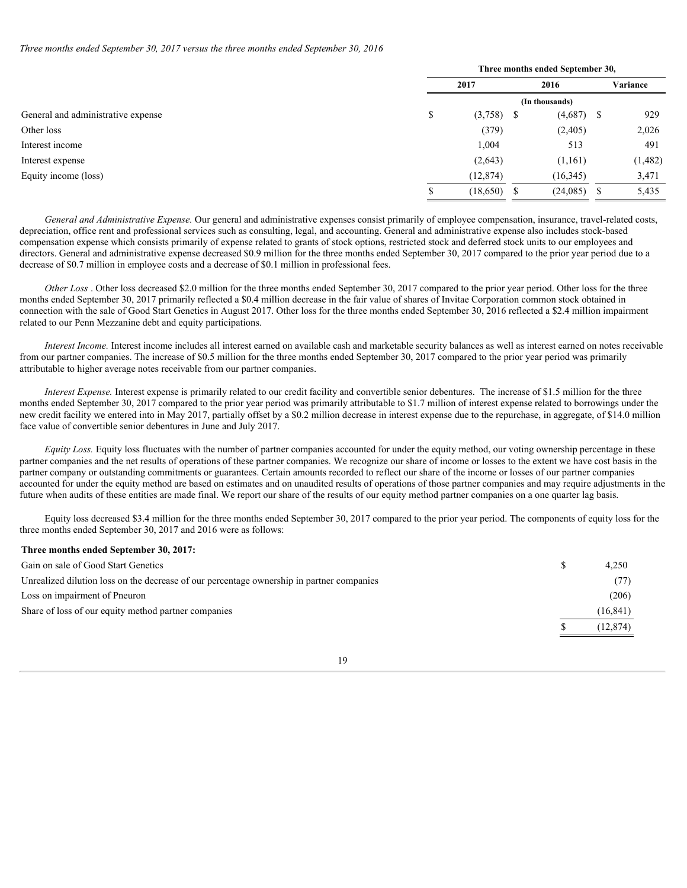*Three months ended September 30, 2017 versus the three months ended September 30, 2016*

| | Three months ended September 30, | | |
|---|---|---|---|
| | 2017 | 2016 | Variance |
| | (In thousands) | | |
| General and administrative expense | $ (3,758) | $ (4,687) | $ 929 |
| Other loss | (379) | (2,405) | 2,026 |
| Interest income | 1,004 | 513 | 491 |
| Interest expense | (2,643) | (1,161) | (1,482) |
| Equity income (loss) | (12,874) | (16,345) | 3,471 |
| | $ (18,650) | $ (24,085) | $ 5,435 |

*General and Administrative Expense.* Our general and administrative expenses consist primarily of employee compensation, insurance, travel-related costs, depreciation, office rent and professional services such as consulting, legal, and accounting. General and administrative expense also includes stock-based compensation expense which consists primarily of expense related to grants of stock options, restricted stock and deferred stock units to our employees and directors. General and administrative expense decreased $0.9 million for the three months ended September 30, 2017 compared to the prior year period due to a decrease of $0.7 million in employee costs and a decrease of $0.1 million in professional fees.

*Other Loss* . Other loss decreased $2.0 million for the three months ended September 30, 2017 compared to the prior year period. Other loss for the three months ended September 30, 2017 primarily reflected a $0.4 million decrease in the fair value of shares of Invitae Corporation common stock obtained in connection with the sale of Good Start Genetics in August 2017. Other loss for the three months ended September 30, 2016 reflected a $2.4 million impairment related to our Penn Mezzanine debt and equity participations.

*Interest Income.* Interest income includes all interest earned on available cash and marketable security balances as well as interest earned on notes receivable from our partner companies. The increase of $0.5 million for the three months ended September 30, 2017 compared to the prior year period was primarily attributable to higher average notes receivable from our partner companies.

*Interest Expense.* Interest expense is primarily related to our credit facility and convertible senior debentures. The increase of $1.5 million for the three months ended September 30, 2017 compared to the prior year period was primarily attributable to $1.7 million of interest expense related to borrowings under the new credit facility we entered into in May 2017, partially offset by a $0.2 million decrease in interest expense due to the repurchase, in aggregate, of $14.0 million face value of convertible senior debentures in June and July 2017.

*Equity Loss.* Equity loss fluctuates with the number of partner companies accounted for under the equity method, our voting ownership percentage in these partner companies and the net results of operations of these partner companies. We recognize our share of income or losses to the extent we have cost basis in the partner company or outstanding commitments or guarantees. Certain amounts recorded to reflect our share of the income or losses of our partner companies accounted for under the equity method are based on estimates and on unaudited results of operations of those partner companies and may require adjustments in the future when audits of these entities are made final. We report our share of the results of our equity method partner companies on a one quarter lag basis.

Equity loss decreased $3.4 million for the three months ended September 30, 2017 compared to the prior year period. The components of equity loss for the three months ended September 30, 2017 and 2016 were as follows:

| **Three months ended September 30, 2017:** | |
|---|---|
| Gain on sale of Good Start Genetics | $ 4,250 |
| Unrealized dilution loss on the decrease of our percentage ownership in partner companies | (77) |
| Loss on impairment of Pneuron | (206) |
| Share of loss of our equity method partner companies | (16,841) |
| | $ (12,874) |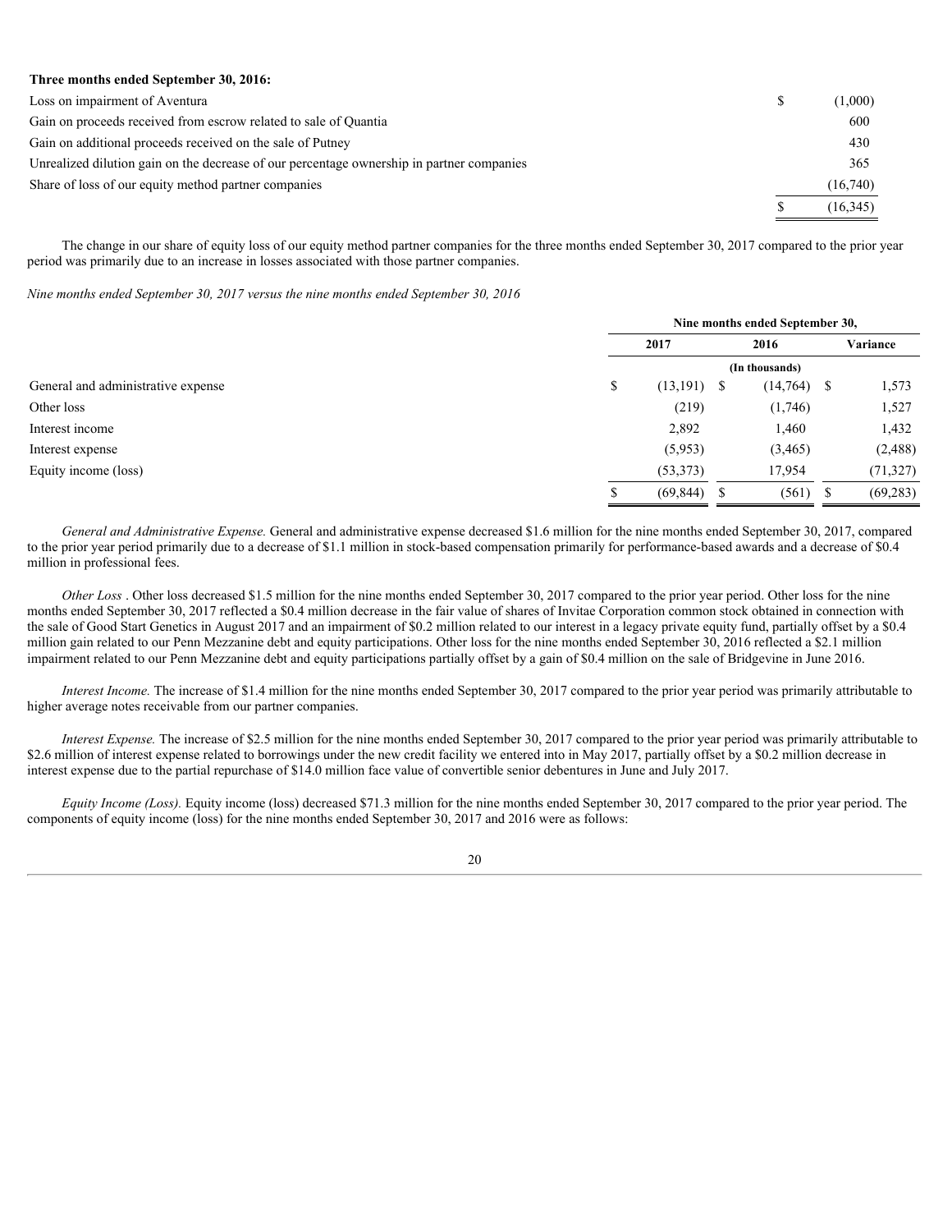| **Three months ended September 30, 2016:** | |
|---|---|
| Loss on impairment of Aventura | $ (1,000) |
| Gain on proceeds received from escrow related to sale of Quantia | 600 |
| Gain on additional proceeds received on the sale of Putney | 430 |
| Unrealized dilution gain on the decrease of our percentage ownership in partner companies | 365 |
| Share of loss of our equity method partner companies | (16,740) |
| | $ (16,345) |

The change in our share of equity loss of our equity method partner companies for the three months ended September 30, 2017 compared to the prior year period was primarily due to an increase in losses associated with those partner companies.

*Nine months ended September 30, 2017 versus the nine months ended September 30, 2016*

| | Nine months ended September 30, | | |
|---|---|---|---|
| | 2017 | 2016 | Variance |
| | (In thousands) | | |
| General and administrative expense | $ (13,191) | $ (14,764) | $ 1,573 |
| Other loss | (219) | (1,746) | 1,527 |
| Interest income | 2,892 | 1,460 | 1,432 |
| Interest expense | (5,953) | (3,465) | (2,488) |
| Equity income (loss) | (53,373) | 17,954 | (71,327) |
| | $ (69,844) | $ (561) | $ (69,283) |

*General and Administrative Expense.* General and administrative expense decreased $1.6 million for the nine months ended September 30, 2017, compared to the prior year period primarily due to a decrease of $1.1 million in stock-based compensation primarily for performance-based awards and a decrease of $0.4 million in professional fees.

*Other Loss* . Other loss decreased $1.5 million for the nine months ended September 30, 2017 compared to the prior year period. Other loss for the nine months ended September 30, 2017 reflected a $0.4 million decrease in the fair value of shares of Invitae Corporation common stock obtained in connection with the sale of Good Start Genetics in August 2017 and an impairment of $0.2 million related to our interest in a legacy private equity fund, partially offset by a $0.4 million gain related to our Penn Mezzanine debt and equity participations. Other loss for the nine months ended September 30, 2016 reflected a $2.1 million impairment related to our Penn Mezzanine debt and equity participations partially offset by a gain of $0.4 million on the sale of Bridgevine in June 2016.

*Interest Income.* The increase of $1.4 million for the nine months ended September 30, 2017 compared to the prior year period was primarily attributable to higher average notes receivable from our partner companies.

*Interest Expense.* The increase of $2.5 million for the nine months ended September 30, 2017 compared to the prior year period was primarily attributable to $2.6 million of interest expense related to borrowings under the new credit facility we entered into in May 2017, partially offset by a $0.2 million decrease in interest expense due to the partial repurchase of $14.0 million face value of convertible senior debentures in June and July 2017.

*Equity Income (Loss).* Equity income (loss) decreased $71.3 million for the nine months ended September 30, 2017 compared to the prior year period. The components of equity income (loss) for the nine months ended September 30, 2017 and 2016 were as follows: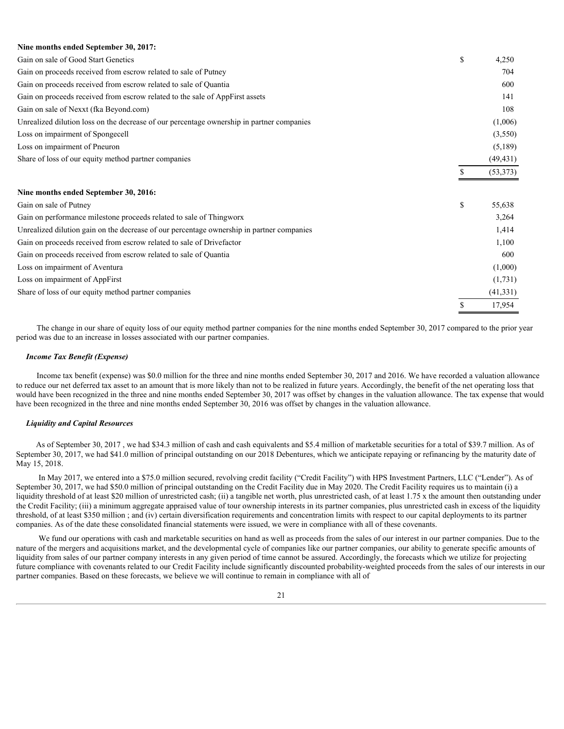| Nine months ended September 30, 2017: | | |
|---|---|---|
| Gain on sale of Good Start Genetics | $ | 4,250 |
| Gain on proceeds received from escrow related to sale of Putney | | 704 |
| Gain on proceeds received from escrow related to sale of Quantia | | 600 |
| Gain on proceeds received from escrow related to the sale of AppFirst assets | | 141 |
| Gain on sale of Nexxt (fka Beyond.com) | | 108 |
| Unrealized dilution loss on the decrease of our percentage ownership in partner companies | | (1,006) |
| Loss on impairment of Spongecell | | (3,550) |
| Loss on impairment of Pneuron | | (5,189) |
| Share of loss of our equity method partner companies | | (49,431) |
| | $ | (53,373) |

| Nine months ended September 30, 2016: | | |
|---|---|---|
| Gain on sale of Putney | $ | 55,638 |
| Gain on performance milestone proceeds related to sale of Thingworx | | 3,264 |
| Unrealized dilution gain on the decrease of our percentage ownership in partner companies | | 1,414 |
| Gain on proceeds received from escrow related to sale of Drivefactor | | 1,100 |
| Gain on proceeds received from escrow related to sale of Quantia | | 600 |
| Loss on impairment of Aventura | | (1,000) |
| Loss on impairment of AppFirst | | (1,731) |
| Share of loss of our equity method partner companies | | (41,331) |
| | $ | 17,954 |

The change in our share of equity loss of our equity method partner companies for the nine months ended September 30, 2017 compared to the prior year period was due to an increase in losses associated with our partner companies.

### *Income Tax Benefit (Expense)*

Income tax benefit (expense) was $0.0 million for the three and nine months ended September 30, 2017 and 2016. We have recorded a valuation allowance to reduce our net deferred tax asset to an amount that is more likely than not to be realized in future years. Accordingly, the benefit of the net operating loss that would have been recognized in the three and nine months ended September 30, 2017 was offset by changes in the valuation allowance. The tax expense that would have been recognized in the three and nine months ended September 30, 2016 was offset by changes in the valuation allowance.

### *Liquidity and Capital Resources*

As of September 30, 2017 , we had $34.3 million of cash and cash equivalents and $5.4 million of marketable securities for a total of $39.7 million. As of September 30, 2017, we had $41.0 million of principal outstanding on our 2018 Debentures, which we anticipate repaying or refinancing by the maturity date of May 15, 2018.

In May 2017, we entered into a $75.0 million secured, revolving credit facility ("Credit Facility") with HPS Investment Partners, LLC ("Lender"). As of September 30, 2017, we had $50.0 million of principal outstanding on the Credit Facility due in May 2020. The Credit Facility requires us to maintain (i) a liquidity threshold of at least $20 million of unrestricted cash; (ii) a tangible net worth, plus unrestricted cash, of at least 1.75 x the amount then outstanding under the Credit Facility; (iii) a minimum aggregate appraised value of tour ownership interests in its partner companies, plus unrestricted cash in excess of the liquidity threshold, of at least $350 million ; and (iv) certain diversification requirements and concentration limits with respect to our capital deployments to its partner companies. As of the date these consolidated financial statements were issued, we were in compliance with all of these covenants.

We fund our operations with cash and marketable securities on hand as well as proceeds from the sales of our interest in our partner companies. Due to the nature of the mergers and acquisitions market, and the developmental cycle of companies like our partner companies, our ability to generate specific amounts of liquidity from sales of our partner company interests in any given period of time cannot be assured. Accordingly, the forecasts which we utilize for projecting future compliance with covenants related to our Credit Facility include significantly discounted probability-weighted proceeds from the sales of our interests in our partner companies. Based on these forecasts, we believe we will continue to remain in compliance with all of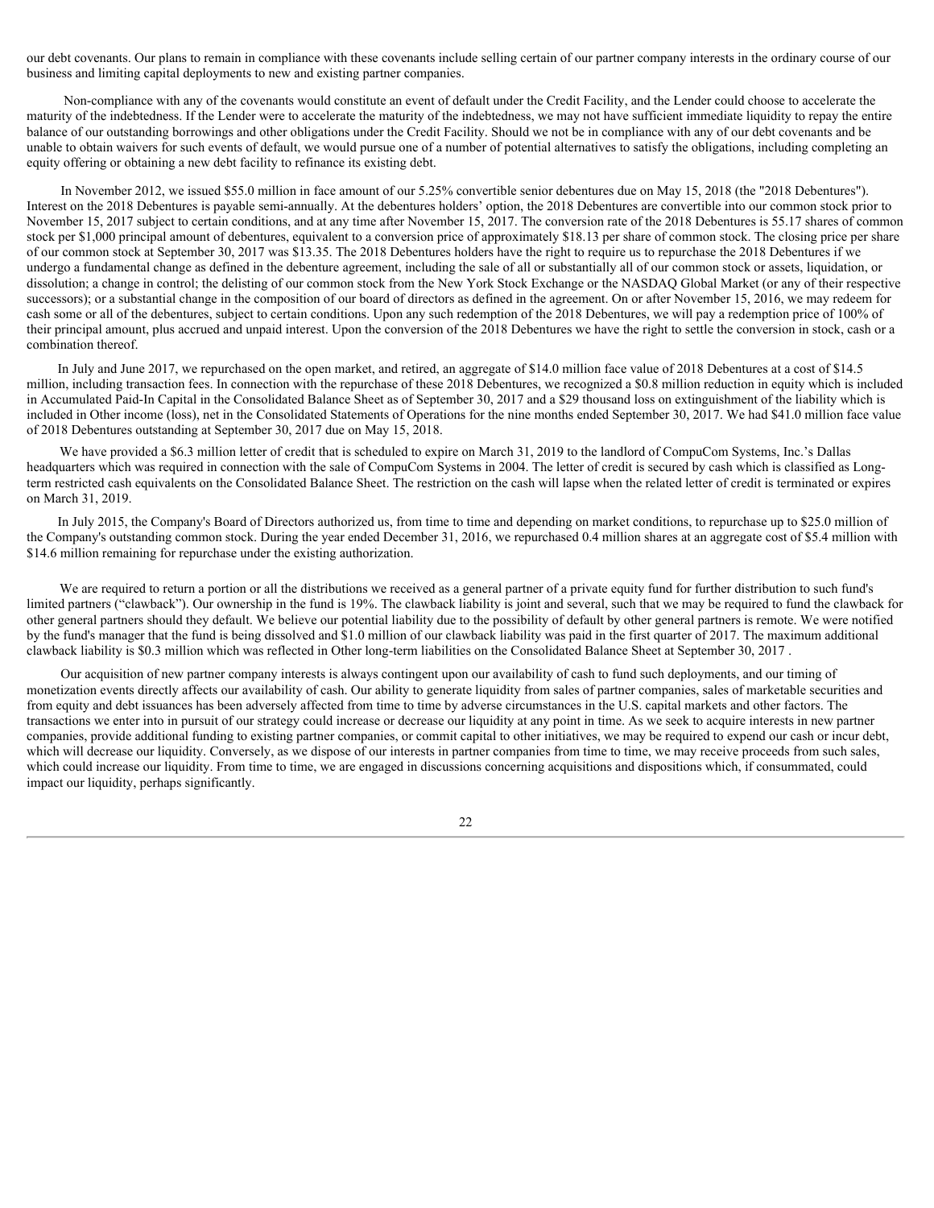our debt covenants. Our plans to remain in compliance with these covenants include selling certain of our partner company interests in the ordinary course of our business and limiting capital deployments to new and existing partner companies.

Non-compliance with any of the covenants would constitute an event of default under the Credit Facility, and the Lender could choose to accelerate the maturity of the indebtedness. If the Lender were to accelerate the maturity of the indebtedness, we may not have sufficient immediate liquidity to repay the entire balance of our outstanding borrowings and other obligations under the Credit Facility. Should we not be in compliance with any of our debt covenants and be unable to obtain waivers for such events of default, we would pursue one of a number of potential alternatives to satisfy the obligations, including completing an equity offering or obtaining a new debt facility to refinance its existing debt.

In November 2012, we issued $55.0 million in face amount of our 5.25% convertible senior debentures due on May 15, 2018 (the "2018 Debentures"). Interest on the 2018 Debentures is payable semi-annually. At the debentures holders' option, the 2018 Debentures are convertible into our common stock prior to November 15, 2017 subject to certain conditions, and at any time after November 15, 2017. The conversion rate of the 2018 Debentures is 55.17 shares of common stock per $1,000 principal amount of debentures, equivalent to a conversion price of approximately $18.13 per share of common stock. The closing price per share of our common stock at September 30, 2017 was $13.35. The 2018 Debentures holders have the right to require us to repurchase the 2018 Debentures if we undergo a fundamental change as defined in the debenture agreement, including the sale of all or substantially all of our common stock or assets, liquidation, or dissolution; a change in control; the delisting of our common stock from the New York Stock Exchange or the NASDAQ Global Market (or any of their respective successors); or a substantial change in the composition of our board of directors as defined in the agreement. On or after November 15, 2016, we may redeem for cash some or all of the debentures, subject to certain conditions. Upon any such redemption of the 2018 Debentures, we will pay a redemption price of 100% of their principal amount, plus accrued and unpaid interest. Upon the conversion of the 2018 Debentures we have the right to settle the conversion in stock, cash or a combination thereof.

In July and June 2017, we repurchased on the open market, and retired, an aggregate of $14.0 million face value of 2018 Debentures at a cost of $14.5 million, including transaction fees. In connection with the repurchase of these 2018 Debentures, we recognized a $0.8 million reduction in equity which is included in Accumulated Paid-In Capital in the Consolidated Balance Sheet as of September 30, 2017 and a $29 thousand loss on extinguishment of the liability which is included in Other income (loss), net in the Consolidated Statements of Operations for the nine months ended September 30, 2017. We had $41.0 million face value of 2018 Debentures outstanding at September 30, 2017 due on May 15, 2018.

We have provided a $6.3 million letter of credit that is scheduled to expire on March 31, 2019 to the landlord of CompuCom Systems, Inc.'s Dallas headquarters which was required in connection with the sale of CompuCom Systems in 2004. The letter of credit is secured by cash which is classified as Long-term restricted cash equivalents on the Consolidated Balance Sheet. The restriction on the cash will lapse when the related letter of credit is terminated or expires on March 31, 2019.

In July 2015, the Company's Board of Directors authorized us, from time to time and depending on market conditions, to repurchase up to $25.0 million of the Company's outstanding common stock. During the year ended December 31, 2016, we repurchased 0.4 million shares at an aggregate cost of $5.4 million with $14.6 million remaining for repurchase under the existing authorization.

We are required to return a portion or all the distributions we received as a general partner of a private equity fund for further distribution to such fund's limited partners ("clawback"). Our ownership in the fund is 19%. The clawback liability is joint and several, such that we may be required to fund the clawback for other general partners should they default. We believe our potential liability due to the possibility of default by other general partners is remote. We were notified by the fund's manager that the fund is being dissolved and $1.0 million of our clawback liability was paid in the first quarter of 2017. The maximum additional clawback liability is $0.3 million which was reflected in Other long-term liabilities on the Consolidated Balance Sheet at September 30, 2017 .

Our acquisition of new partner company interests is always contingent upon our availability of cash to fund such deployments, and our timing of monetization events directly affects our availability of cash. Our ability to generate liquidity from sales of partner companies, sales of marketable securities and from equity and debt issuances has been adversely affected from time to time by adverse circumstances in the U.S. capital markets and other factors. The transactions we enter into in pursuit of our strategy could increase or decrease our liquidity at any point in time. As we seek to acquire interests in new partner companies, provide additional funding to existing partner companies, or commit capital to other initiatives, we may be required to expend our cash or incur debt, which will decrease our liquidity. Conversely, as we dispose of our interests in partner companies from time to time, we may receive proceeds from such sales, which could increase our liquidity. From time to time, we are engaged in discussions concerning acquisitions and dispositions which, if consummated, could impact our liquidity, perhaps significantly.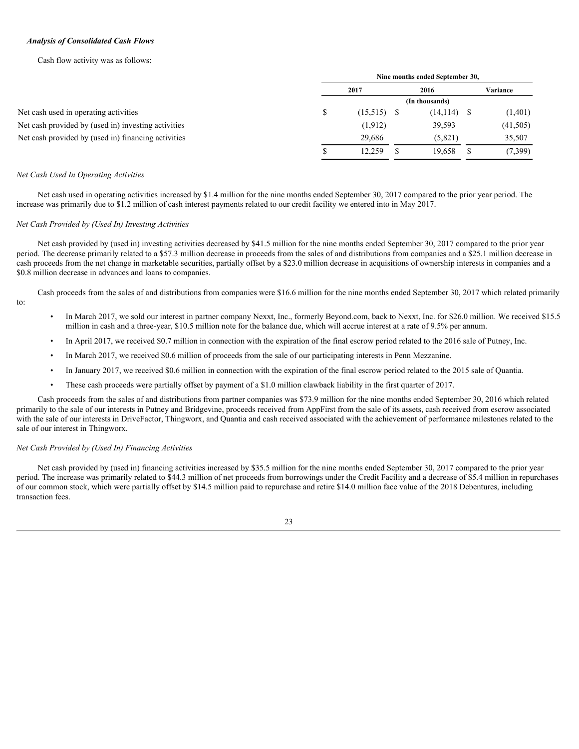***Analysis of Consolidated Cash Flows***

Cash flow activity was as follows:

| | Nine months ended September 30, | | |
|---|---|---|---|
| | 2017 | 2016 | Variance |
| | (In thousands) | | |
| Net cash used in operating activities | $ (15,515) | $ (14,114) | $ (1,401) |
| Net cash provided by (used in) investing activities | (1,912) | 39,593 | (41,505) |
| Net cash provided by (used in) financing activities | 29,686 | (5,821) | 35,507 |
| | $ 12,259 | $ 19,658 | $ (7,399) |

*Net Cash Used In Operating Activities*

Net cash used in operating activities increased by $1.4 million for the nine months ended September 30, 2017 compared to the prior year period. The increase was primarily due to $1.2 million of cash interest payments related to our credit facility we entered into in May 2017.

*Net Cash Provided by (Used In) Investing Activities*

Net cash provided by (used in) investing activities decreased by $41.5 million for the nine months ended September 30, 2017 compared to the prior year period. The decrease primarily related to a $57.3 million decrease in proceeds from the sales of and distributions from companies and a $25.1 million decrease in cash proceeds from the net change in marketable securities, partially offset by a $23.0 million decrease in acquisitions of ownership interests in companies and a $0.8 million decrease in advances and loans to companies.

Cash proceeds from the sales of and distributions from companies were $16.6 million for the nine months ended September 30, 2017 which related primarily to:

- In March 2017, we sold our interest in partner company Nexxt, Inc., formerly Beyond.com, back to Nexxt, Inc. for $26.0 million. We received $15.5 million in cash and a three-year, $10.5 million note for the balance due, which will accrue interest at a rate of 9.5% per annum.
- In April 2017, we received $0.7 million in connection with the expiration of the final escrow period related to the 2016 sale of Putney, Inc.
- In March 2017, we received $0.6 million of proceeds from the sale of our participating interests in Penn Mezzanine.
- In January 2017, we received $0.6 million in connection with the expiration of the final escrow period related to the 2015 sale of Quantia.
- These cash proceeds were partially offset by payment of a $1.0 million clawback liability in the first quarter of 2017.

Cash proceeds from the sales of and distributions from partner companies was $73.9 million for the nine months ended September 30, 2016 which related primarily to the sale of our interests in Putney and Bridgevine, proceeds received from AppFirst from the sale of its assets, cash received from escrow associated with the sale of our interests in DriveFactor, Thingworx, and Quantia and cash received associated with the achievement of performance milestones related to the sale of our interest in Thingworx.

*Net Cash Provided by (Used In) Financing Activities*

Net cash provided by (used in) financing activities increased by $35.5 million for the nine months ended September 30, 2017 compared to the prior year period. The increase was primarily related to $44.3 million of net proceeds from borrowings under the Credit Facility and a decrease of $5.4 million in repurchases of our common stock, which were partially offset by $14.5 million paid to repurchase and retire $14.0 million face value of the 2018 Debentures, including transaction fees.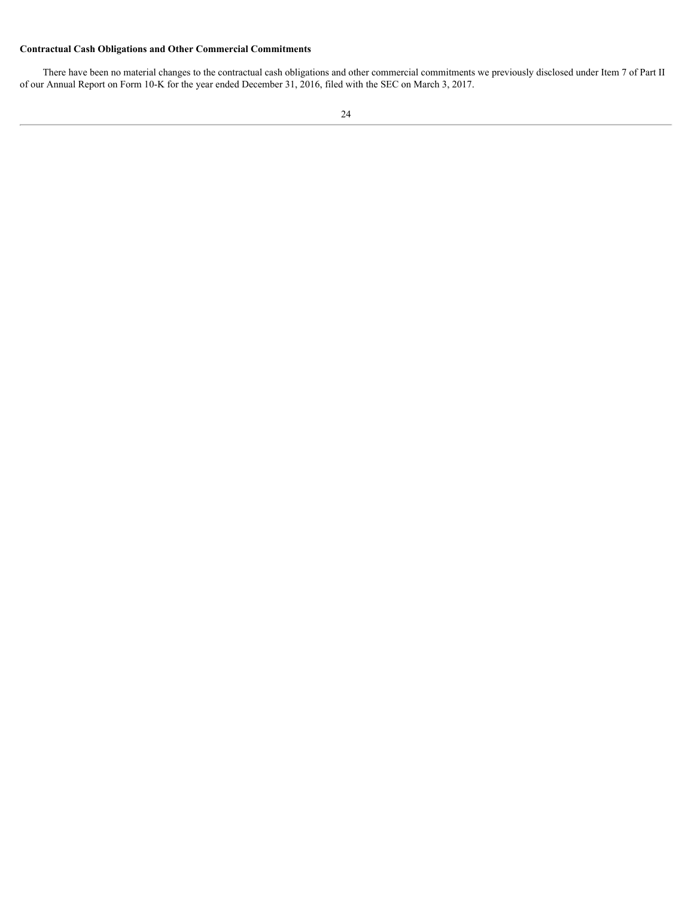**Contractual Cash Obligations and Other Commercial Commitments**

There have been no material changes to the contractual cash obligations and other commercial commitments we previously disclosed under Item 7 of Part II of our Annual Report on Form 10-K for the year ended December 31, 2016, filed with the SEC on March 3, 2017.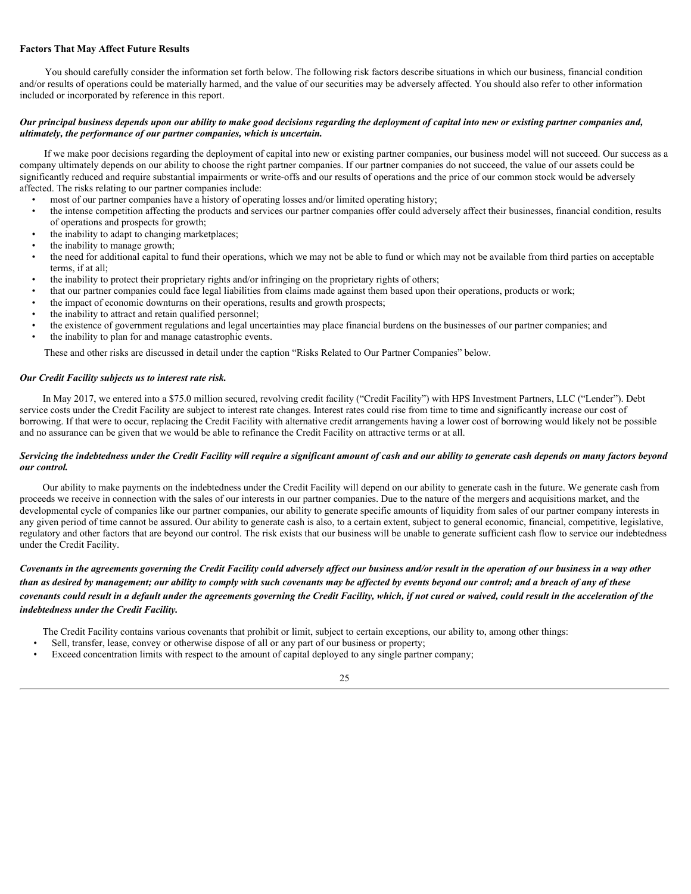**Factors That May Affect Future Results**

You should carefully consider the information set forth below. The following risk factors describe situations in which our business, financial condition and/or results of operations could be materially harmed, and the value of our securities may be adversely affected. You should also refer to other information included or incorporated by reference in this report.

***Our principal business depends upon our ability to make good decisions regarding the deployment of capital into new or existing partner companies and, ultimately, the performance of our partner companies, which is uncertain.***

If we make poor decisions regarding the deployment of capital into new or existing partner companies, our business model will not succeed. Our success as a company ultimately depends on our ability to choose the right partner companies. If our partner companies do not succeed, the value of our assets could be significantly reduced and require substantial impairments or write-offs and our results of operations and the price of our common stock would be adversely affected. The risks relating to our partner companies include:

- most of our partner companies have a history of operating losses and/or limited operating history;
- the intense competition affecting the products and services our partner companies offer could adversely affect their businesses, financial condition, results of operations and prospects for growth;
- the inability to adapt to changing marketplaces;
- the inability to manage growth;
- the need for additional capital to fund their operations, which we may not be able to fund or which may not be available from third parties on acceptable terms, if at all;
- the inability to protect their proprietary rights and/or infringing on the proprietary rights of others;
- that our partner companies could face legal liabilities from claims made against them based upon their operations, products or work;
- the impact of economic downturns on their operations, results and growth prospects;
- the inability to attract and retain qualified personnel;
- the existence of government regulations and legal uncertainties may place financial burdens on the businesses of our partner companies; and
- the inability to plan for and manage catastrophic events.

These and other risks are discussed in detail under the caption "Risks Related to Our Partner Companies" below.

***Our Credit Facility subjects us to interest rate risk.***

In May 2017, we entered into a $75.0 million secured, revolving credit facility ("Credit Facility") with HPS Investment Partners, LLC ("Lender"). Debt service costs under the Credit Facility are subject to interest rate changes. Interest rates could rise from time to time and significantly increase our cost of borrowing. If that were to occur, replacing the Credit Facility with alternative credit arrangements having a lower cost of borrowing would likely not be possible and no assurance can be given that we would be able to refinance the Credit Facility on attractive terms or at all.

***Servicing the indebtedness under the Credit Facility will require a significant amount of cash and our ability to generate cash depends on many factors beyond our control.***

Our ability to make payments on the indebtedness under the Credit Facility will depend on our ability to generate cash in the future. We generate cash from proceeds we receive in connection with the sales of our interests in our partner companies. Due to the nature of the mergers and acquisitions market, and the developmental cycle of companies like our partner companies, our ability to generate specific amounts of liquidity from sales of our partner company interests in any given period of time cannot be assured. Our ability to generate cash is also, to a certain extent, subject to general economic, financial, competitive, legislative, regulatory and other factors that are beyond our control. The risk exists that our business will be unable to generate sufficient cash flow to service our indebtedness under the Credit Facility.

***Covenants in the agreements governing the Credit Facility could adversely affect our business and/or result in the operation of our business in a way other than as desired by management; our ability to comply with such covenants may be affected by events beyond our control; and a breach of any of these covenants could result in a default under the agreements governing the Credit Facility, which, if not cured or waived, could result in the acceleration of the indebtedness under the Credit Facility.***

The Credit Facility contains various covenants that prohibit or limit, subject to certain exceptions, our ability to, among other things:

- Sell, transfer, lease, convey or otherwise dispose of all or any part of our business or property;
- Exceed concentration limits with respect to the amount of capital deployed to any single partner company;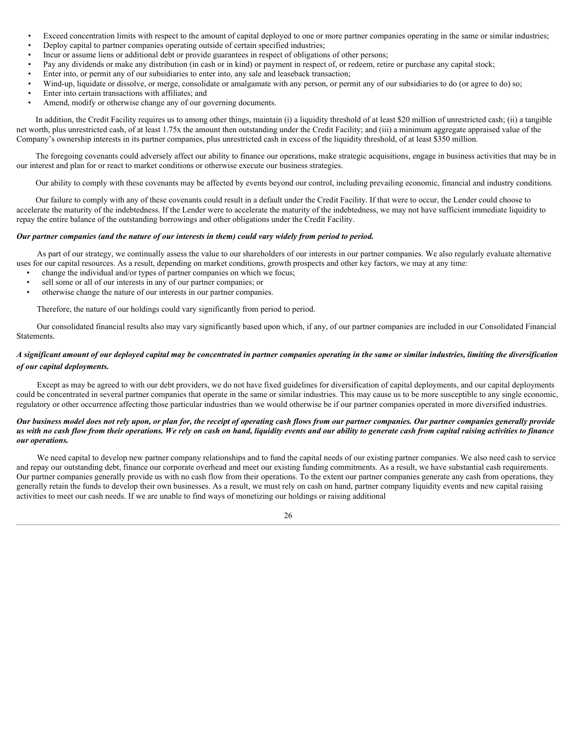- Exceed concentration limits with respect to the amount of capital deployed to one or more partner companies operating in the same or similar industries;
- Deploy capital to partner companies operating outside of certain specified industries;
- Incur or assume liens or additional debt or provide guarantees in respect of obligations of other persons;
- Pay any dividends or make any distribution (in cash or in kind) or payment in respect of, or redeem, retire or purchase any capital stock;
- Enter into, or permit any of our subsidiaries to enter into, any sale and leaseback transaction;
- Wind-up, liquidate or dissolve, or merge, consolidate or amalgamate with any person, or permit any of our subsidiaries to do (or agree to do) so;
- Enter into certain transactions with affiliates; and
- Amend, modify or otherwise change any of our governing documents.

In addition, the Credit Facility requires us to among other things, maintain (i) a liquidity threshold of at least $20 million of unrestricted cash; (ii) a tangible net worth, plus unrestricted cash, of at least 1.75x the amount then outstanding under the Credit Facility; and (iii) a minimum aggregate appraised value of the Company's ownership interests in its partner companies, plus unrestricted cash in excess of the liquidity threshold, of at least $350 million.

The foregoing covenants could adversely affect our ability to finance our operations, make strategic acquisitions, engage in business activities that may be in our interest and plan for or react to market conditions or otherwise execute our business strategies.

Our ability to comply with these covenants may be affected by events beyond our control, including prevailing economic, financial and industry conditions.

Our failure to comply with any of these covenants could result in a default under the Credit Facility. If that were to occur, the Lender could choose to accelerate the maturity of the indebtedness. If the Lender were to accelerate the maturity of the indebtedness, we may not have sufficient immediate liquidity to repay the entire balance of the outstanding borrowings and other obligations under the Credit Facility.

***Our partner companies (and the nature of our interests in them) could vary widely from period to period.***

As part of our strategy, we continually assess the value to our shareholders of our interests in our partner companies. We also regularly evaluate alternative uses for our capital resources. As a result, depending on market conditions, growth prospects and other key factors, we may at any time:

- change the individual and/or types of partner companies on which we focus;
- sell some or all of our interests in any of our partner companies; or
- otherwise change the nature of our interests in our partner companies.

Therefore, the nature of our holdings could vary significantly from period to period.

Our consolidated financial results also may vary significantly based upon which, if any, of our partner companies are included in our Consolidated Financial Statements.

***A significant amount of our deployed capital may be concentrated in partner companies operating in the same or similar industries, limiting the diversification of our capital deployments.***

Except as may be agreed to with our debt providers, we do not have fixed guidelines for diversification of capital deployments, and our capital deployments could be concentrated in several partner companies that operate in the same or similar industries. This may cause us to be more susceptible to any single economic, regulatory or other occurrence affecting those particular industries than we would otherwise be if our partner companies operated in more diversified industries.

***Our business model does not rely upon, or plan for, the receipt of operating cash flows from our partner companies. Our partner companies generally provide us with no cash flow from their operations. We rely on cash on hand, liquidity events and our ability to generate cash from capital raising activities to finance our operations.***

We need capital to develop new partner company relationships and to fund the capital needs of our existing partner companies. We also need cash to service and repay our outstanding debt, finance our corporate overhead and meet our existing funding commitments. As a result, we have substantial cash requirements. Our partner companies generally provide us with no cash flow from their operations. To the extent our partner companies generate any cash from operations, they generally retain the funds to develop their own businesses. As a result, we must rely on cash on hand, partner company liquidity events and new capital raising activities to meet our cash needs. If we are unable to find ways of monetizing our holdings or raising additional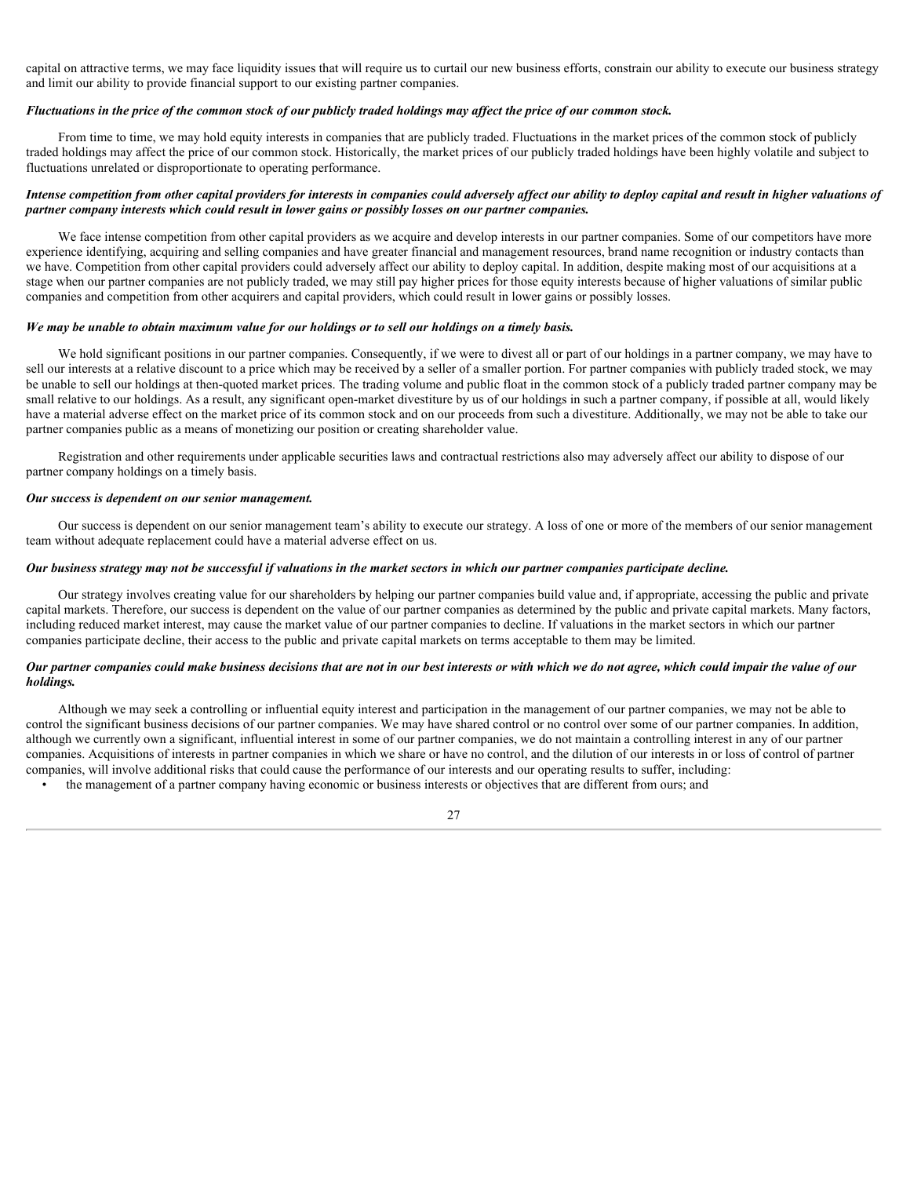capital on attractive terms, we may face liquidity issues that will require us to curtail our new business efforts, constrain our ability to execute our business strategy and limit our ability to provide financial support to our existing partner companies.

***Fluctuations in the price of the common stock of our publicly traded holdings may affect the price of our common stock.***

From time to time, we may hold equity interests in companies that are publicly traded. Fluctuations in the market prices of the common stock of publicly traded holdings may affect the price of our common stock. Historically, the market prices of our publicly traded holdings have been highly volatile and subject to fluctuations unrelated or disproportionate to operating performance.

***Intense competition from other capital providers for interests in companies could adversely affect our ability to deploy capital and result in higher valuations of partner company interests which could result in lower gains or possibly losses on our partner companies.***

We face intense competition from other capital providers as we acquire and develop interests in our partner companies. Some of our competitors have more experience identifying, acquiring and selling companies and have greater financial and management resources, brand name recognition or industry contacts than we have. Competition from other capital providers could adversely affect our ability to deploy capital. In addition, despite making most of our acquisitions at a stage when our partner companies are not publicly traded, we may still pay higher prices for those equity interests because of higher valuations of similar public companies and competition from other acquirers and capital providers, which could result in lower gains or possibly losses.

***We may be unable to obtain maximum value for our holdings or to sell our holdings on a timely basis.***

We hold significant positions in our partner companies. Consequently, if we were to divest all or part of our holdings in a partner company, we may have to sell our interests at a relative discount to a price which may be received by a seller of a smaller portion. For partner companies with publicly traded stock, we may be unable to sell our holdings at then-quoted market prices. The trading volume and public float in the common stock of a publicly traded partner company may be small relative to our holdings. As a result, any significant open-market divestiture by us of our holdings in such a partner company, if possible at all, would likely have a material adverse effect on the market price of its common stock and on our proceeds from such a divestiture. Additionally, we may not be able to take our partner companies public as a means of monetizing our position or creating shareholder value.

Registration and other requirements under applicable securities laws and contractual restrictions also may adversely affect our ability to dispose of our partner company holdings on a timely basis.

***Our success is dependent on our senior management.***

Our success is dependent on our senior management team's ability to execute our strategy. A loss of one or more of the members of our senior management team without adequate replacement could have a material adverse effect on us.

***Our business strategy may not be successful if valuations in the market sectors in which our partner companies participate decline.***

Our strategy involves creating value for our shareholders by helping our partner companies build value and, if appropriate, accessing the public and private capital markets. Therefore, our success is dependent on the value of our partner companies as determined by the public and private capital markets. Many factors, including reduced market interest, may cause the market value of our partner companies to decline. If valuations in the market sectors in which our partner companies participate decline, their access to the public and private capital markets on terms acceptable to them may be limited.

***Our partner companies could make business decisions that are not in our best interests or with which we do not agree, which could impair the value of our holdings.***

Although we may seek a controlling or influential equity interest and participation in the management of our partner companies, we may not be able to control the significant business decisions of our partner companies. We may have shared control or no control over some of our partner companies. In addition, although we currently own a significant, influential interest in some of our partner companies, we do not maintain a controlling interest in any of our partner companies. Acquisitions of interests in partner companies in which we share or have no control, and the dilution of our interests in or loss of control of partner companies, will involve additional risks that could cause the performance of our interests and our operating results to suffer, including:

- the management of a partner company having economic or business interests or objectives that are different from ours; and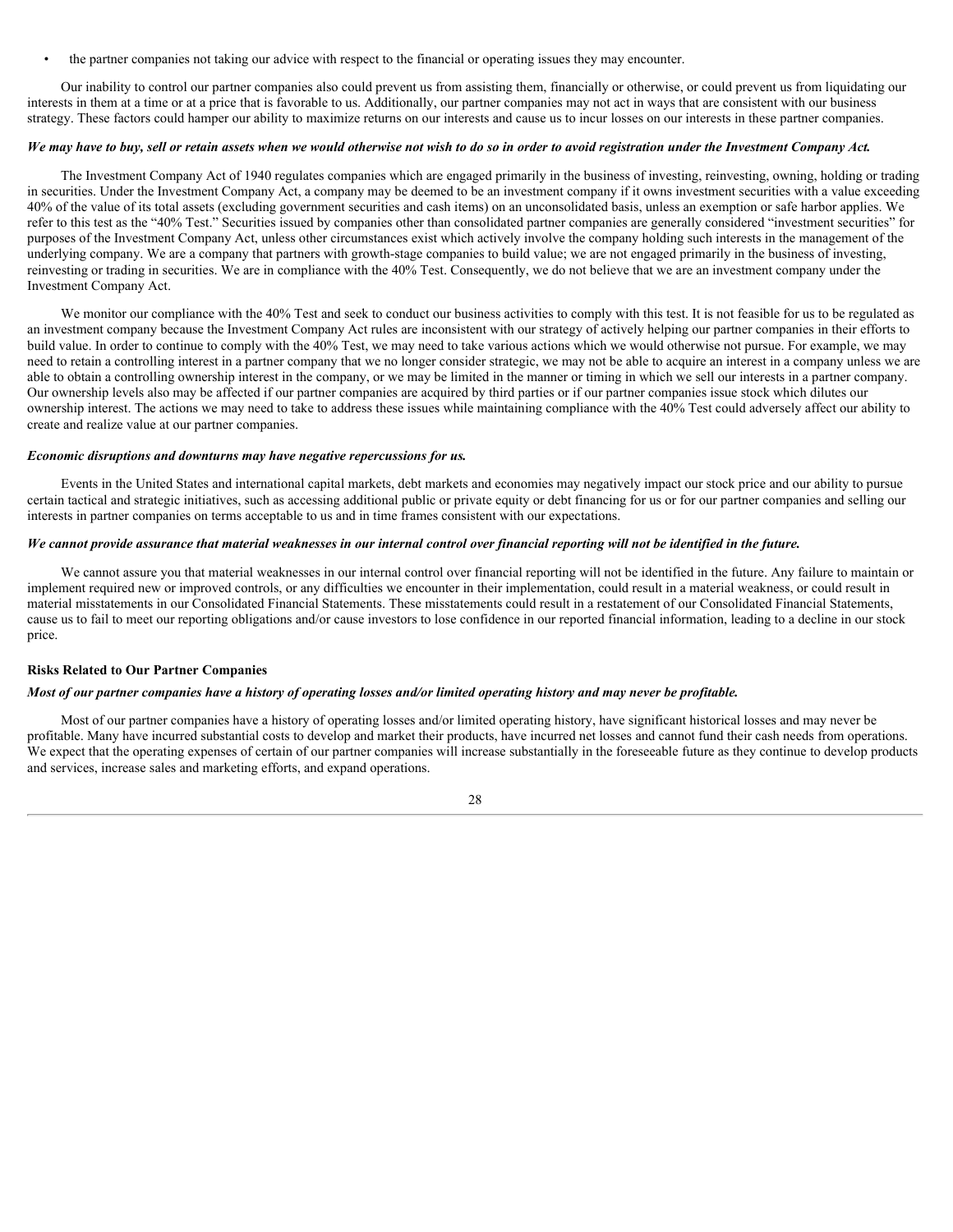- the partner companies not taking our advice with respect to the financial or operating issues they may encounter.

Our inability to control our partner companies also could prevent us from assisting them, financially or otherwise, or could prevent us from liquidating our interests in them at a time or at a price that is favorable to us. Additionally, our partner companies may not act in ways that are consistent with our business strategy. These factors could hamper our ability to maximize returns on our interests and cause us to incur losses on our interests in these partner companies.

***We may have to buy, sell or retain assets when we would otherwise not wish to do so in order to avoid registration under the Investment Company Act.***

The Investment Company Act of 1940 regulates companies which are engaged primarily in the business of investing, reinvesting, owning, holding or trading in securities. Under the Investment Company Act, a company may be deemed to be an investment company if it owns investment securities with a value exceeding 40% of the value of its total assets (excluding government securities and cash items) on an unconsolidated basis, unless an exemption or safe harbor applies. We refer to this test as the "40% Test." Securities issued by companies other than consolidated partner companies are generally considered "investment securities" for purposes of the Investment Company Act, unless other circumstances exist which actively involve the company holding such interests in the management of the underlying company. We are a company that partners with growth-stage companies to build value; we are not engaged primarily in the business of investing, reinvesting or trading in securities. We are in compliance with the 40% Test. Consequently, we do not believe that we are an investment company under the Investment Company Act.

We monitor our compliance with the 40% Test and seek to conduct our business activities to comply with this test. It is not feasible for us to be regulated as an investment company because the Investment Company Act rules are inconsistent with our strategy of actively helping our partner companies in their efforts to build value. In order to continue to comply with the 40% Test, we may need to take various actions which we would otherwise not pursue. For example, we may need to retain a controlling interest in a partner company that we no longer consider strategic, we may not be able to acquire an interest in a company unless we are able to obtain a controlling ownership interest in the company, or we may be limited in the manner or timing in which we sell our interests in a partner company. Our ownership levels also may be affected if our partner companies are acquired by third parties or if our partner companies issue stock which dilutes our ownership interest. The actions we may need to take to address these issues while maintaining compliance with the 40% Test could adversely affect our ability to create and realize value at our partner companies.

***Economic disruptions and downturns may have negative repercussions for us.***

Events in the United States and international capital markets, debt markets and economies may negatively impact our stock price and our ability to pursue certain tactical and strategic initiatives, such as accessing additional public or private equity or debt financing for us or for our partner companies and selling our interests in partner companies on terms acceptable to us and in time frames consistent with our expectations.

***We cannot provide assurance that material weaknesses in our internal control over financial reporting will not be identified in the future.***

We cannot assure you that material weaknesses in our internal control over financial reporting will not be identified in the future. Any failure to maintain or implement required new or improved controls, or any difficulties we encounter in their implementation, could result in a material weakness, or could result in material misstatements in our Consolidated Financial Statements. These misstatements could result in a restatement of our Consolidated Financial Statements, cause us to fail to meet our reporting obligations and/or cause investors to lose confidence in our reported financial information, leading to a decline in our stock price.

**Risks Related to Our Partner Companies**

***Most of our partner companies have a history of operating losses and/or limited operating history and may never be profitable.***

Most of our partner companies have a history of operating losses and/or limited operating history, have significant historical losses and may never be profitable. Many have incurred substantial costs to develop and market their products, have incurred net losses and cannot fund their cash needs from operations. We expect that the operating expenses of certain of our partner companies will increase substantially in the foreseeable future as they continue to develop products and services, increase sales and marketing efforts, and expand operations.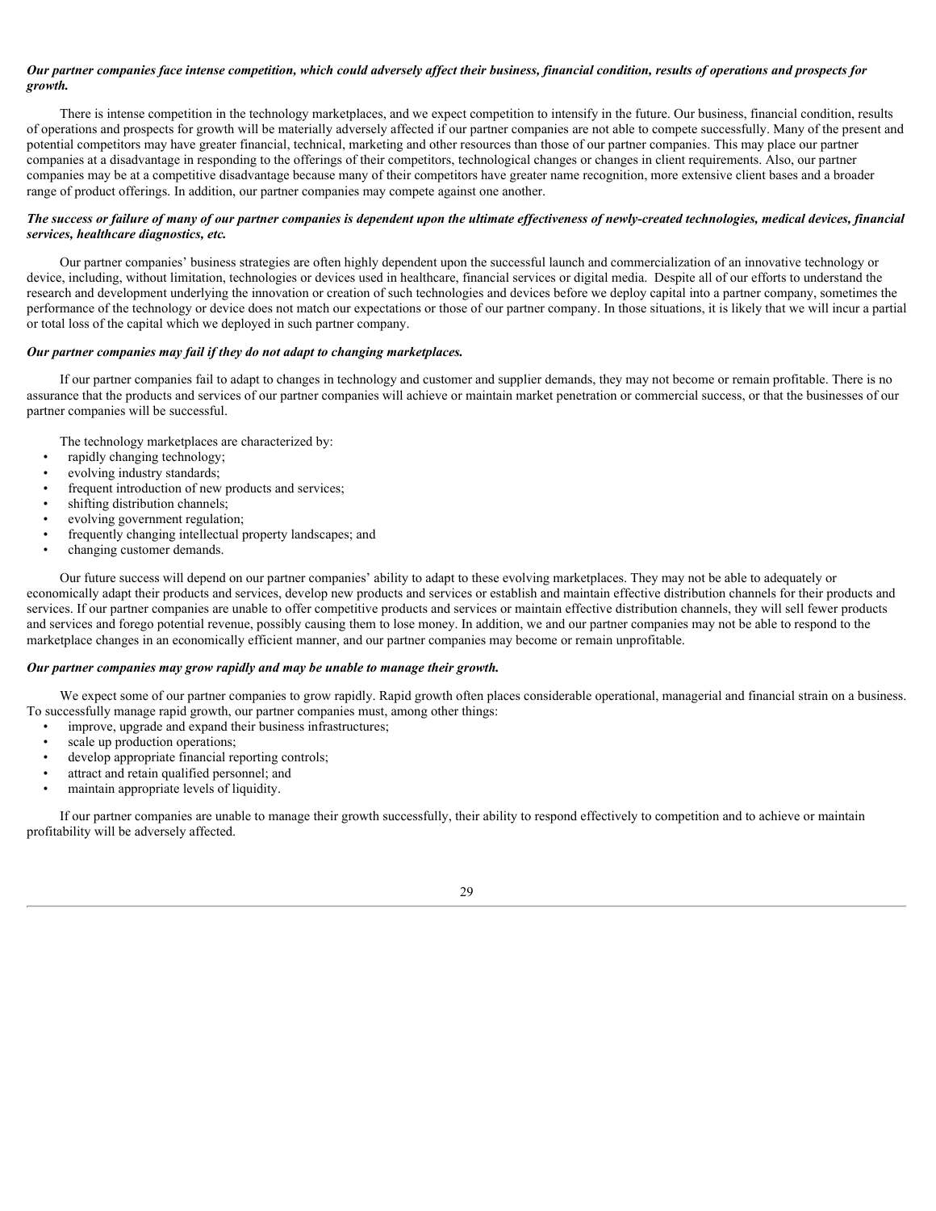***Our partner companies face intense competition, which could adversely affect their business, financial condition, results of operations and prospects for growth.***

There is intense competition in the technology marketplaces, and we expect competition to intensify in the future. Our business, financial condition, results of operations and prospects for growth will be materially adversely affected if our partner companies are not able to compete successfully. Many of the present and potential competitors may have greater financial, technical, marketing and other resources than those of our partner companies. This may place our partner companies at a disadvantage in responding to the offerings of their competitors, technological changes or changes in client requirements. Also, our partner companies may be at a competitive disadvantage because many of their competitors have greater name recognition, more extensive client bases and a broader range of product offerings. In addition, our partner companies may compete against one another.

***The success or failure of many of our partner companies is dependent upon the ultimate effectiveness of newly-created technologies, medical devices, financial services, healthcare diagnostics, etc.***

Our partner companies' business strategies are often highly dependent upon the successful launch and commercialization of an innovative technology or device, including, without limitation, technologies or devices used in healthcare, financial services or digital media. Despite all of our efforts to understand the research and development underlying the innovation or creation of such technologies and devices before we deploy capital into a partner company, sometimes the performance of the technology or device does not match our expectations or those of our partner company. In those situations, it is likely that we will incur a partial or total loss of the capital which we deployed in such partner company.

***Our partner companies may fail if they do not adapt to changing marketplaces.***

If our partner companies fail to adapt to changes in technology and customer and supplier demands, they may not become or remain profitable. There is no assurance that the products and services of our partner companies will achieve or maintain market penetration or commercial success, or that the businesses of our partner companies will be successful.

The technology marketplaces are characterized by:

- rapidly changing technology;
- evolving industry standards;
- frequent introduction of new products and services;
- shifting distribution channels;
- evolving government regulation;
- frequently changing intellectual property landscapes; and
- changing customer demands.

Our future success will depend on our partner companies' ability to adapt to these evolving marketplaces. They may not be able to adequately or economically adapt their products and services, develop new products and services or establish and maintain effective distribution channels for their products and services. If our partner companies are unable to offer competitive products and services or maintain effective distribution channels, they will sell fewer products and services and forego potential revenue, possibly causing them to lose money. In addition, we and our partner companies may not be able to respond to the marketplace changes in an economically efficient manner, and our partner companies may become or remain unprofitable.

***Our partner companies may grow rapidly and may be unable to manage their growth.***

We expect some of our partner companies to grow rapidly. Rapid growth often places considerable operational, managerial and financial strain on a business. To successfully manage rapid growth, our partner companies must, among other things:

- improve, upgrade and expand their business infrastructures;
- scale up production operations;
- develop appropriate financial reporting controls;
- attract and retain qualified personnel; and
- maintain appropriate levels of liquidity.

If our partner companies are unable to manage their growth successfully, their ability to respond effectively to competition and to achieve or maintain profitability will be adversely affected.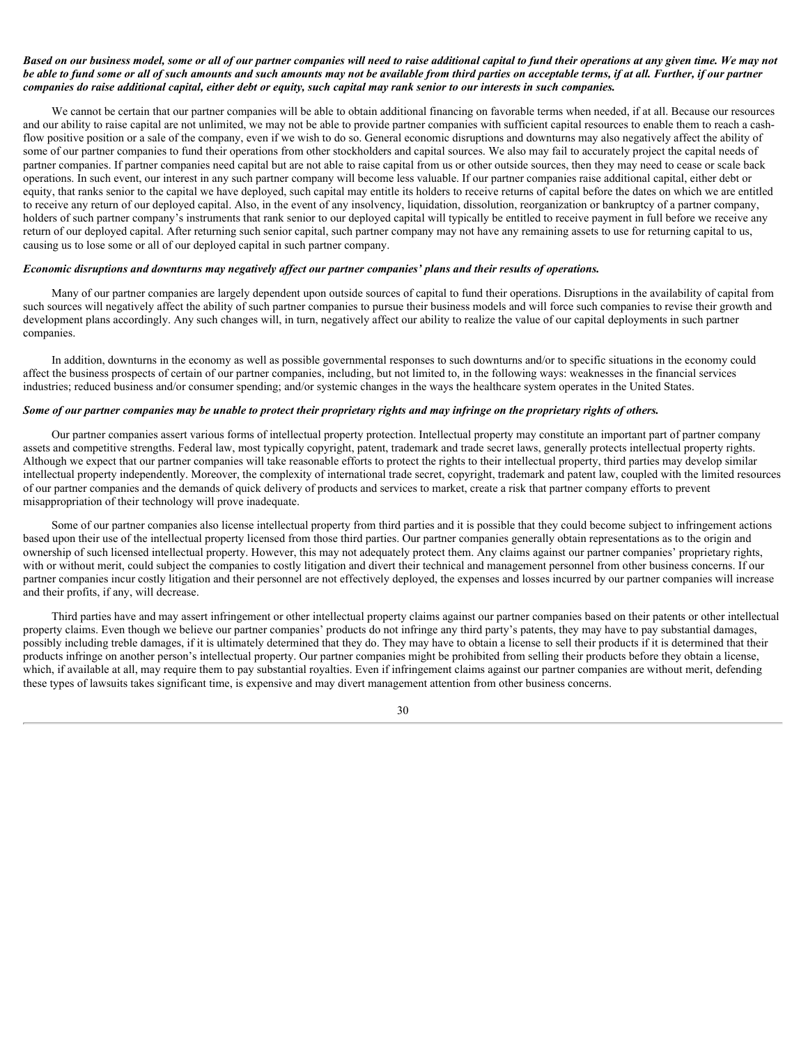***Based on our business model, some or all of our partner companies will need to raise additional capital to fund their operations at any given time. We may not be able to fund some or all of such amounts and such amounts may not be available from third parties on acceptable terms, if at all. Further, if our partner companies do raise additional capital, either debt or equity, such capital may rank senior to our interests in such companies.***

We cannot be certain that our partner companies will be able to obtain additional financing on favorable terms when needed, if at all. Because our resources and our ability to raise capital are not unlimited, we may not be able to provide partner companies with sufficient capital resources to enable them to reach a cash-flow positive position or a sale of the company, even if we wish to do so. General economic disruptions and downturns may also negatively affect the ability of some of our partner companies to fund their operations from other stockholders and capital sources. We also may fail to accurately project the capital needs of partner companies. If partner companies need capital but are not able to raise capital from us or other outside sources, then they may need to cease or scale back operations. In such event, our interest in any such partner company will become less valuable. If our partner companies raise additional capital, either debt or equity, that ranks senior to the capital we have deployed, such capital may entitle its holders to receive returns of capital before the dates on which we are entitled to receive any return of our deployed capital. Also, in the event of any insolvency, liquidation, dissolution, reorganization or bankruptcy of a partner company, holders of such partner company's instruments that rank senior to our deployed capital will typically be entitled to receive payment in full before we receive any return of our deployed capital. After returning such senior capital, such partner company may not have any remaining assets to use for returning capital to us, causing us to lose some or all of our deployed capital in such partner company.

***Economic disruptions and downturns may negatively affect our partner companies' plans and their results of operations.***

Many of our partner companies are largely dependent upon outside sources of capital to fund their operations. Disruptions in the availability of capital from such sources will negatively affect the ability of such partner companies to pursue their business models and will force such companies to revise their growth and development plans accordingly. Any such changes will, in turn, negatively affect our ability to realize the value of our capital deployments in such partner companies.

In addition, downturns in the economy as well as possible governmental responses to such downturns and/or to specific situations in the economy could affect the business prospects of certain of our partner companies, including, but not limited to, in the following ways: weaknesses in the financial services industries; reduced business and/or consumer spending; and/or systemic changes in the ways the healthcare system operates in the United States.

***Some of our partner companies may be unable to protect their proprietary rights and may infringe on the proprietary rights of others.***

Our partner companies assert various forms of intellectual property protection. Intellectual property may constitute an important part of partner company assets and competitive strengths. Federal law, most typically copyright, patent, trademark and trade secret laws, generally protects intellectual property rights. Although we expect that our partner companies will take reasonable efforts to protect the rights to their intellectual property, third parties may develop similar intellectual property independently. Moreover, the complexity of international trade secret, copyright, trademark and patent law, coupled with the limited resources of our partner companies and the demands of quick delivery of products and services to market, create a risk that partner company efforts to prevent misappropriation of their technology will prove inadequate.

Some of our partner companies also license intellectual property from third parties and it is possible that they could become subject to infringement actions based upon their use of the intellectual property licensed from those third parties. Our partner companies generally obtain representations as to the origin and ownership of such licensed intellectual property. However, this may not adequately protect them. Any claims against our partner companies' proprietary rights, with or without merit, could subject the companies to costly litigation and divert their technical and management personnel from other business concerns. If our partner companies incur costly litigation and their personnel are not effectively deployed, the expenses and losses incurred by our partner companies will increase and their profits, if any, will decrease.

Third parties have and may assert infringement or other intellectual property claims against our partner companies based on their patents or other intellectual property claims. Even though we believe our partner companies' products do not infringe any third party's patents, they may have to pay substantial damages, possibly including treble damages, if it is ultimately determined that they do. They may have to obtain a license to sell their products if it is determined that their products infringe on another person's intellectual property. Our partner companies might be prohibited from selling their products before they obtain a license, which, if available at all, may require them to pay substantial royalties. Even if infringement claims against our partner companies are without merit, defending these types of lawsuits takes significant time, is expensive and may divert management attention from other business concerns.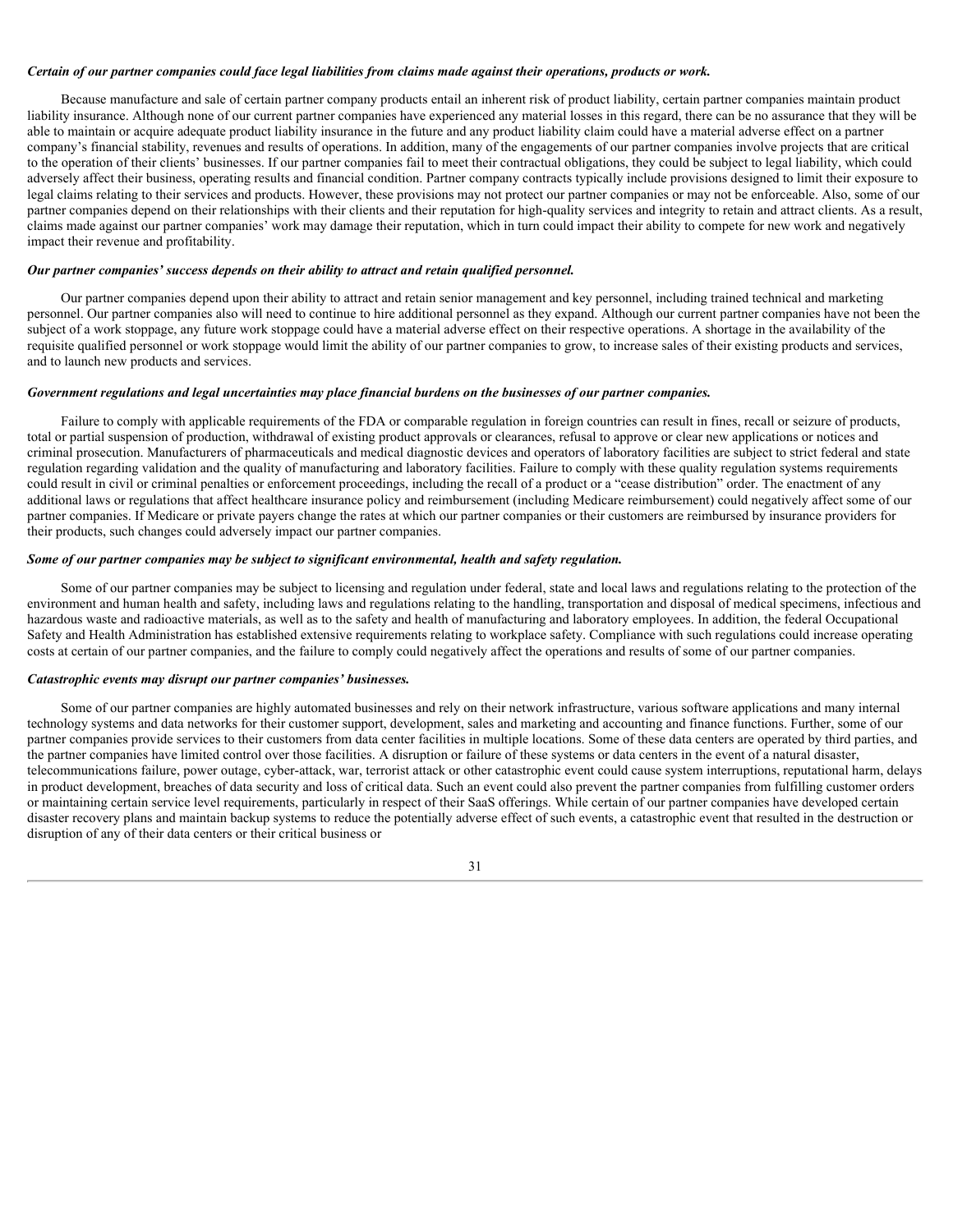***Certain of our partner companies could face legal liabilities from claims made against their operations, products or work.***

Because manufacture and sale of certain partner company products entail an inherent risk of product liability, certain partner companies maintain product liability insurance. Although none of our current partner companies have experienced any material losses in this regard, there can be no assurance that they will be able to maintain or acquire adequate product liability insurance in the future and any product liability claim could have a material adverse effect on a partner company's financial stability, revenues and results of operations. In addition, many of the engagements of our partner companies involve projects that are critical to the operation of their clients' businesses. If our partner companies fail to meet their contractual obligations, they could be subject to legal liability, which could adversely affect their business, operating results and financial condition. Partner company contracts typically include provisions designed to limit their exposure to legal claims relating to their services and products. However, these provisions may not protect our partner companies or may not be enforceable. Also, some of our partner companies depend on their relationships with their clients and their reputation for high-quality services and integrity to retain and attract clients. As a result, claims made against our partner companies' work may damage their reputation, which in turn could impact their ability to compete for new work and negatively impact their revenue and profitability.

***Our partner companies' success depends on their ability to attract and retain qualified personnel.***

Our partner companies depend upon their ability to attract and retain senior management and key personnel, including trained technical and marketing personnel. Our partner companies also will need to continue to hire additional personnel as they expand. Although our current partner companies have not been the subject of a work stoppage, any future work stoppage could have a material adverse effect on their respective operations. A shortage in the availability of the requisite qualified personnel or work stoppage would limit the ability of our partner companies to grow, to increase sales of their existing products and services, and to launch new products and services.

***Government regulations and legal uncertainties may place financial burdens on the businesses of our partner companies.***

Failure to comply with applicable requirements of the FDA or comparable regulation in foreign countries can result in fines, recall or seizure of products, total or partial suspension of production, withdrawal of existing product approvals or clearances, refusal to approve or clear new applications or notices and criminal prosecution. Manufacturers of pharmaceuticals and medical diagnostic devices and operators of laboratory facilities are subject to strict federal and state regulation regarding validation and the quality of manufacturing and laboratory facilities. Failure to comply with these quality regulation systems requirements could result in civil or criminal penalties or enforcement proceedings, including the recall of a product or a "cease distribution" order. The enactment of any additional laws or regulations that affect healthcare insurance policy and reimbursement (including Medicare reimbursement) could negatively affect some of our partner companies. If Medicare or private payers change the rates at which our partner companies or their customers are reimbursed by insurance providers for their products, such changes could adversely impact our partner companies.

***Some of our partner companies may be subject to significant environmental, health and safety regulation.***

Some of our partner companies may be subject to licensing and regulation under federal, state and local laws and regulations relating to the protection of the environment and human health and safety, including laws and regulations relating to the handling, transportation and disposal of medical specimens, infectious and hazardous waste and radioactive materials, as well as to the safety and health of manufacturing and laboratory employees. In addition, the federal Occupational Safety and Health Administration has established extensive requirements relating to workplace safety. Compliance with such regulations could increase operating costs at certain of our partner companies, and the failure to comply could negatively affect the operations and results of some of our partner companies.

***Catastrophic events may disrupt our partner companies' businesses.***

Some of our partner companies are highly automated businesses and rely on their network infrastructure, various software applications and many internal technology systems and data networks for their customer support, development, sales and marketing and accounting and finance functions. Further, some of our partner companies provide services to their customers from data center facilities in multiple locations. Some of these data centers are operated by third parties, and the partner companies have limited control over those facilities. A disruption or failure of these systems or data centers in the event of a natural disaster, telecommunications failure, power outage, cyber-attack, war, terrorist attack or other catastrophic event could cause system interruptions, reputational harm, delays in product development, breaches of data security and loss of critical data. Such an event could also prevent the partner companies from fulfilling customer orders or maintaining certain service level requirements, particularly in respect of their SaaS offerings. While certain of our partner companies have developed certain disaster recovery plans and maintain backup systems to reduce the potentially adverse effect of such events, a catastrophic event that resulted in the destruction or disruption of any of their data centers or their critical business or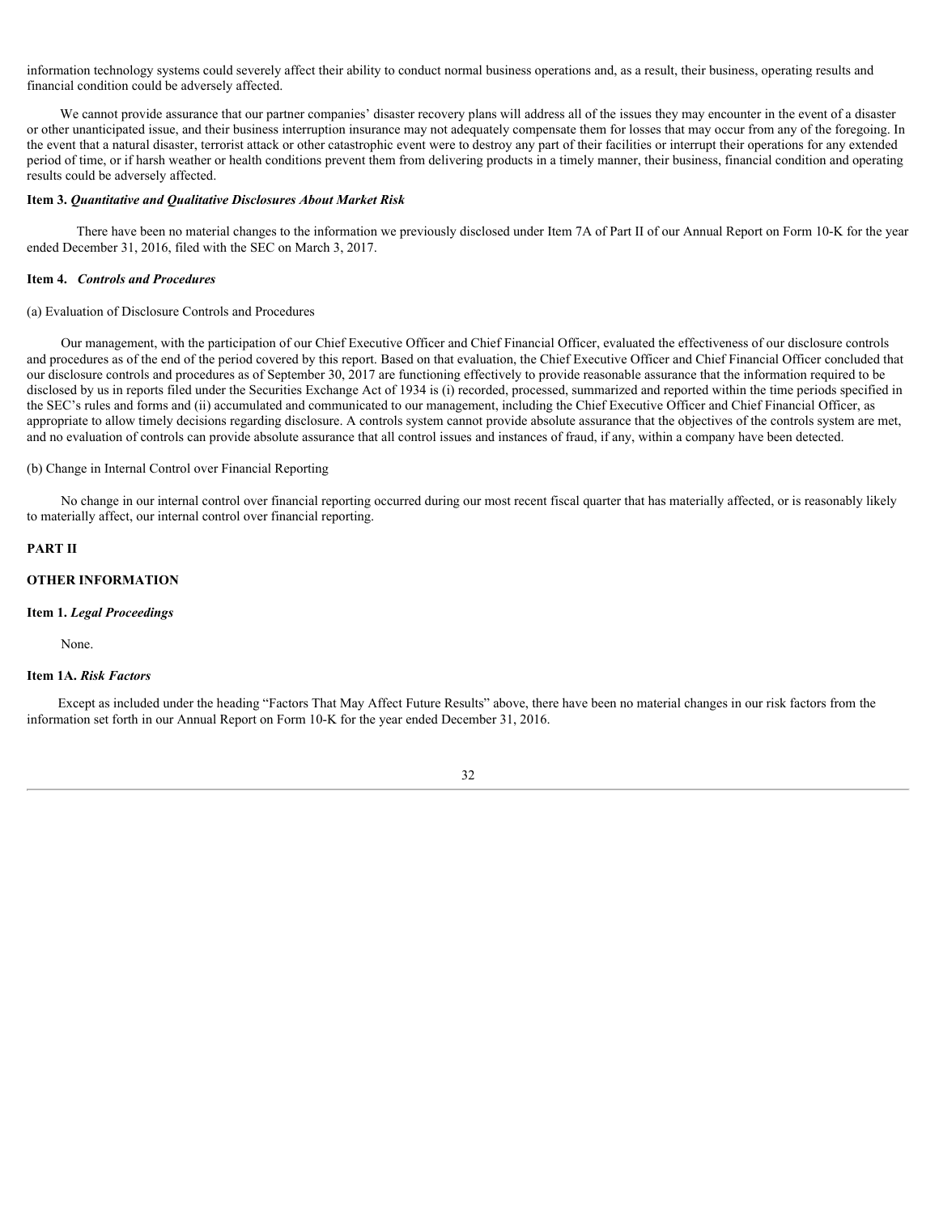information technology systems could severely affect their ability to conduct normal business operations and, as a result, their business, operating results and financial condition could be adversely affected.

We cannot provide assurance that our partner companies' disaster recovery plans will address all of the issues they may encounter in the event of a disaster or other unanticipated issue, and their business interruption insurance may not adequately compensate them for losses that may occur from any of the foregoing. In the event that a natural disaster, terrorist attack or other catastrophic event were to destroy any part of their facilities or interrupt their operations for any extended period of time, or if harsh weather or health conditions prevent them from delivering products in a timely manner, their business, financial condition and operating results could be adversely affected.

### Item 3. *Quantitative and Qualitative Disclosures About Market Risk*

There have been no material changes to the information we previously disclosed under Item 7A of Part II of our Annual Report on Form 10-K for the year ended December 31, 2016, filed with the SEC on March 3, 2017.

### Item 4. *Controls and Procedures*

(a) Evaluation of Disclosure Controls and Procedures

Our management, with the participation of our Chief Executive Officer and Chief Financial Officer, evaluated the effectiveness of our disclosure controls and procedures as of the end of the period covered by this report. Based on that evaluation, the Chief Executive Officer and Chief Financial Officer concluded that our disclosure controls and procedures as of September 30, 2017 are functioning effectively to provide reasonable assurance that the information required to be disclosed by us in reports filed under the Securities Exchange Act of 1934 is (i) recorded, processed, summarized and reported within the time periods specified in the SEC's rules and forms and (ii) accumulated and communicated to our management, including the Chief Executive Officer and Chief Financial Officer, as appropriate to allow timely decisions regarding disclosure. A controls system cannot provide absolute assurance that the objectives of the controls system are met, and no evaluation of controls can provide absolute assurance that all control issues and instances of fraud, if any, within a company have been detected.

(b) Change in Internal Control over Financial Reporting

No change in our internal control over financial reporting occurred during our most recent fiscal quarter that has materially affected, or is reasonably likely to materially affect, our internal control over financial reporting.

## PART II

## OTHER INFORMATION

### Item 1. *Legal Proceedings*

None.

### Item 1A. *Risk Factors*

Except as included under the heading "Factors That May Affect Future Results" above, there have been no material changes in our risk factors from the information set forth in our Annual Report on Form 10-K for the year ended December 31, 2016.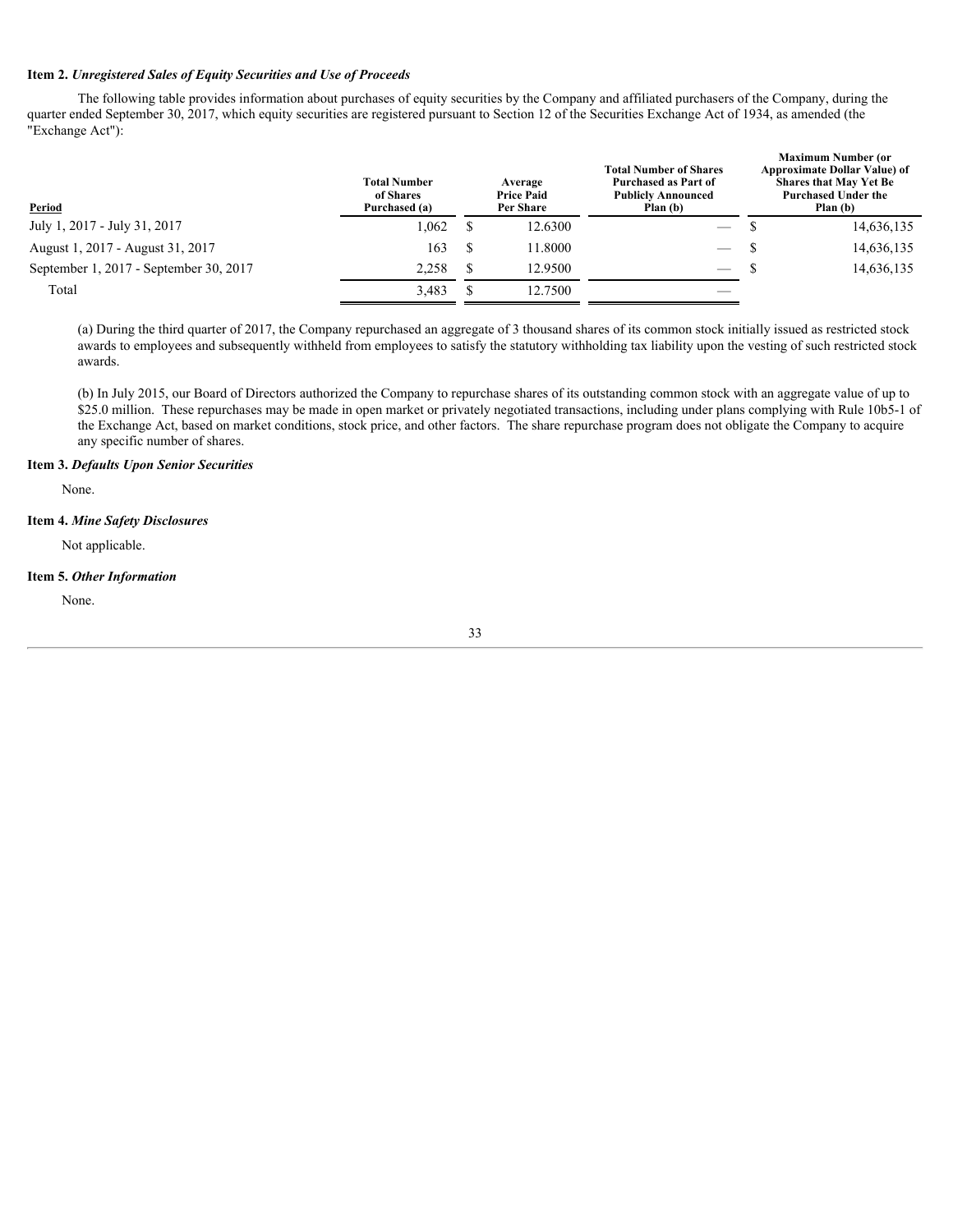### Item 2. *Unregistered Sales of Equity Securities and Use of Proceeds*

The following table provides information about purchases of equity securities by the Company and affiliated purchasers of the Company, during the quarter ended September 30, 2017, which equity securities are registered pursuant to Section 12 of the Securities Exchange Act of 1934, as amended (the "Exchange Act"):

| Period | Total Number of Shares Purchased (a) | Average Price Paid Per Share | Total Number of Shares Purchased as Part of Publicly Announced Plan (b) | Maximum Number (or Approximate Dollar Value) of Shares that May Yet Be Purchased Under the Plan (b) |
|---|---|---|---|---|
| July 1, 2017 - July 31, 2017 | 1,062 | $ 12.6300 | — | $ 14,636,135 |
| August 1, 2017 - August 31, 2017 | 163 | $ 11.8000 | — | $ 14,636,135 |
| September 1, 2017 - September 30, 2017 | 2,258 | $ 12.9500 | — | $ 14,636,135 |
| Total | 3,483 | $ 12.7500 | — | |

(a) During the third quarter of 2017, the Company repurchased an aggregate of 3 thousand shares of its common stock initially issued as restricted stock awards to employees and subsequently withheld from employees to satisfy the statutory withholding tax liability upon the vesting of such restricted stock awards.

(b) In July 2015, our Board of Directors authorized the Company to repurchase shares of its outstanding common stock with an aggregate value of up to $25.0 million. These repurchases may be made in open market or privately negotiated transactions, including under plans complying with Rule 10b5-1 of the Exchange Act, based on market conditions, stock price, and other factors. The share repurchase program does not obligate the Company to acquire any specific number of shares.

### Item 3. *Defaults Upon Senior Securities*

None.

### Item 4. *Mine Safety Disclosures*

Not applicable.

### Item 5. *Other Information*

None.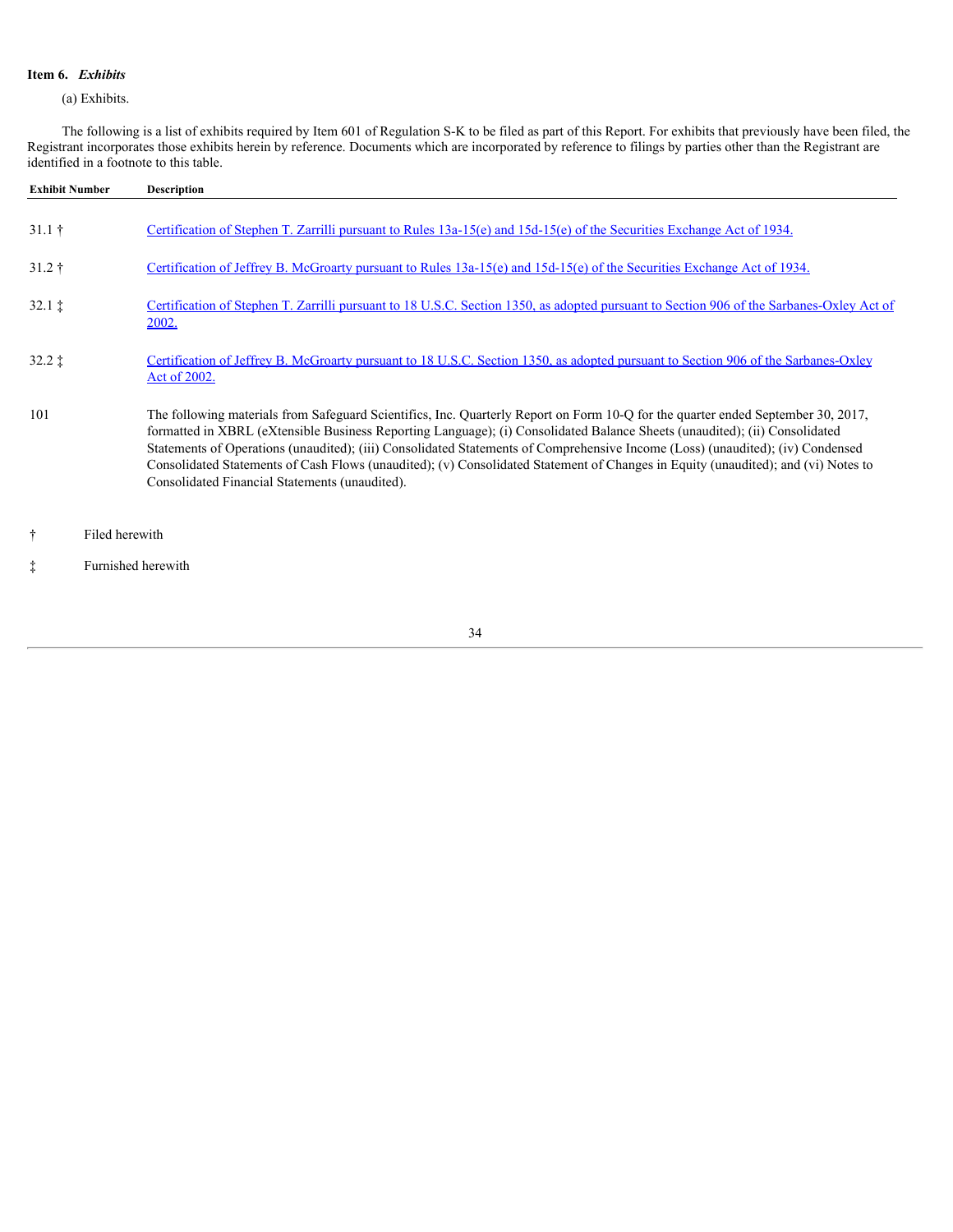**Item 6.** ***Exhibits***

(a) Exhibits.

The following is a list of exhibits required by Item 601 of Regulation S-K to be filed as part of this Report. For exhibits that previously have been filed, the Registrant incorporates those exhibits herein by reference. Documents which are incorporated by reference to filings by parties other than the Registrant are identified in a footnote to this table.

| Exhibit Number | Description |
|---|---|
| 31.1 † | Certification of Stephen T. Zarrilli pursuant to Rules 13a-15(e) and 15d-15(e) of the Securities Exchange Act of 1934. |
| 31.2 † | Certification of Jeffrey B. McGroarty pursuant to Rules 13a-15(e) and 15d-15(e) of the Securities Exchange Act of 1934. |
| 32.1 ‡ | Certification of Stephen T. Zarrilli pursuant to 18 U.S.C. Section 1350, as adopted pursuant to Section 906 of the Sarbanes-Oxley Act of 2002. |
| 32.2 ‡ | Certification of Jeffrey B. McGroarty pursuant to 18 U.S.C. Section 1350, as adopted pursuant to Section 906 of the Sarbanes-Oxley Act of 2002. |
| 101 | The following materials from Safeguard Scientifics, Inc. Quarterly Report on Form 10-Q for the quarter ended September 30, 2017, formatted in XBRL (eXtensible Business Reporting Language); (i) Consolidated Balance Sheets (unaudited); (ii) Consolidated Statements of Operations (unaudited); (iii) Consolidated Statements of Comprehensive Income (Loss) (unaudited); (iv) Condensed Consolidated Statements of Cash Flows (unaudited); (v) Consolidated Statement of Changes in Equity (unaudited); and (vi) Notes to Consolidated Financial Statements (unaudited). |

† Filed herewith

‡ Furnished herewith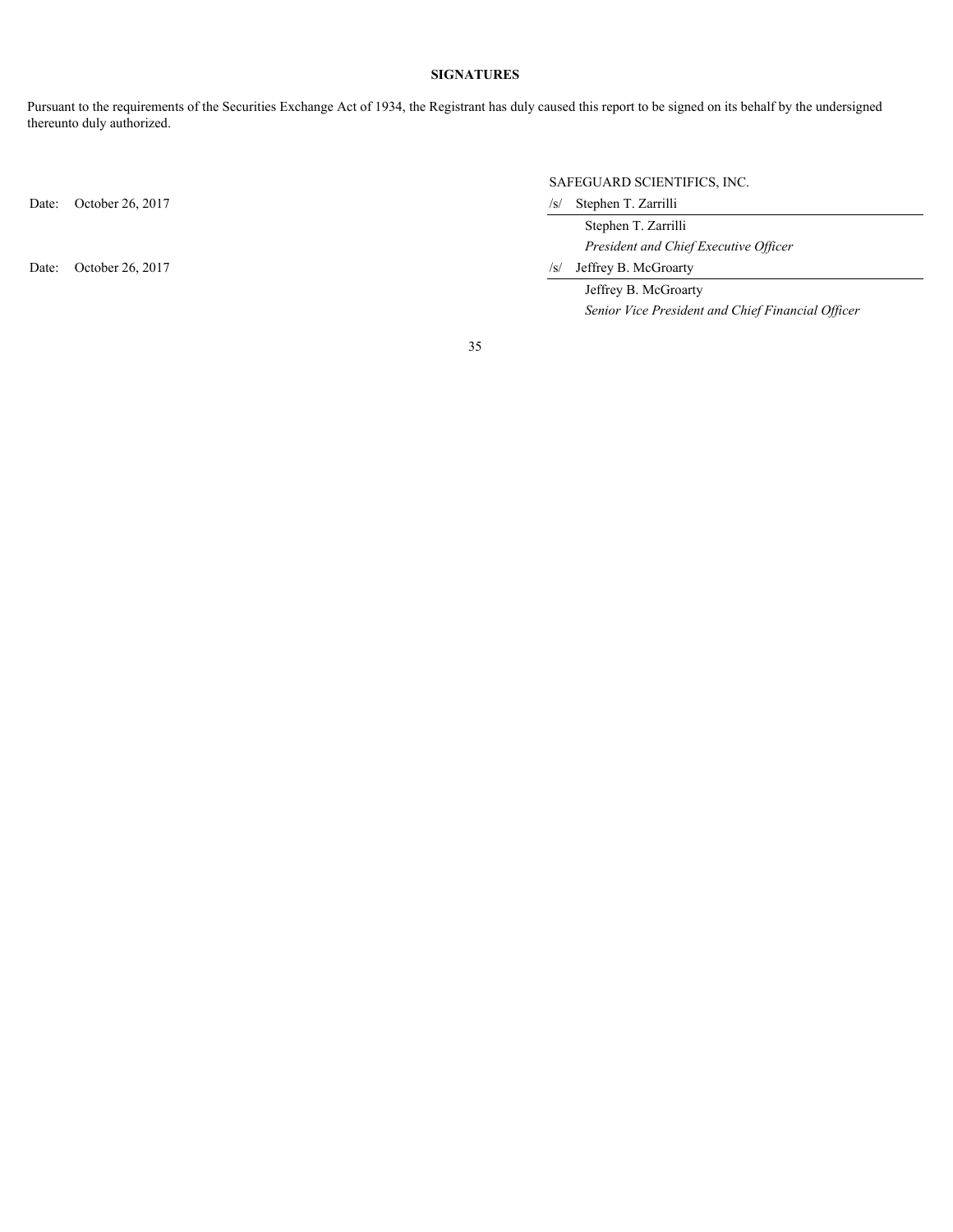**SIGNATURES**

Pursuant to the requirements of the Securities Exchange Act of 1934, the Registrant has duly caused this report to be signed on its behalf by the undersigned thereunto duly authorized.

| | SAFEGUARD SCIENTIFICS, INC. |
|---|---|
| Date: October 26, 2017 | /s/ Stephen T. Zarrilli |
| | Stephen T. Zarrilli |
| | *President and Chief Executive Officer* |
| Date: October 26, 2017 | /s/ Jeffrey B. McGroarty |
| | Jeffrey B. McGroarty |
| | *Senior Vice President and Chief Financial Officer* |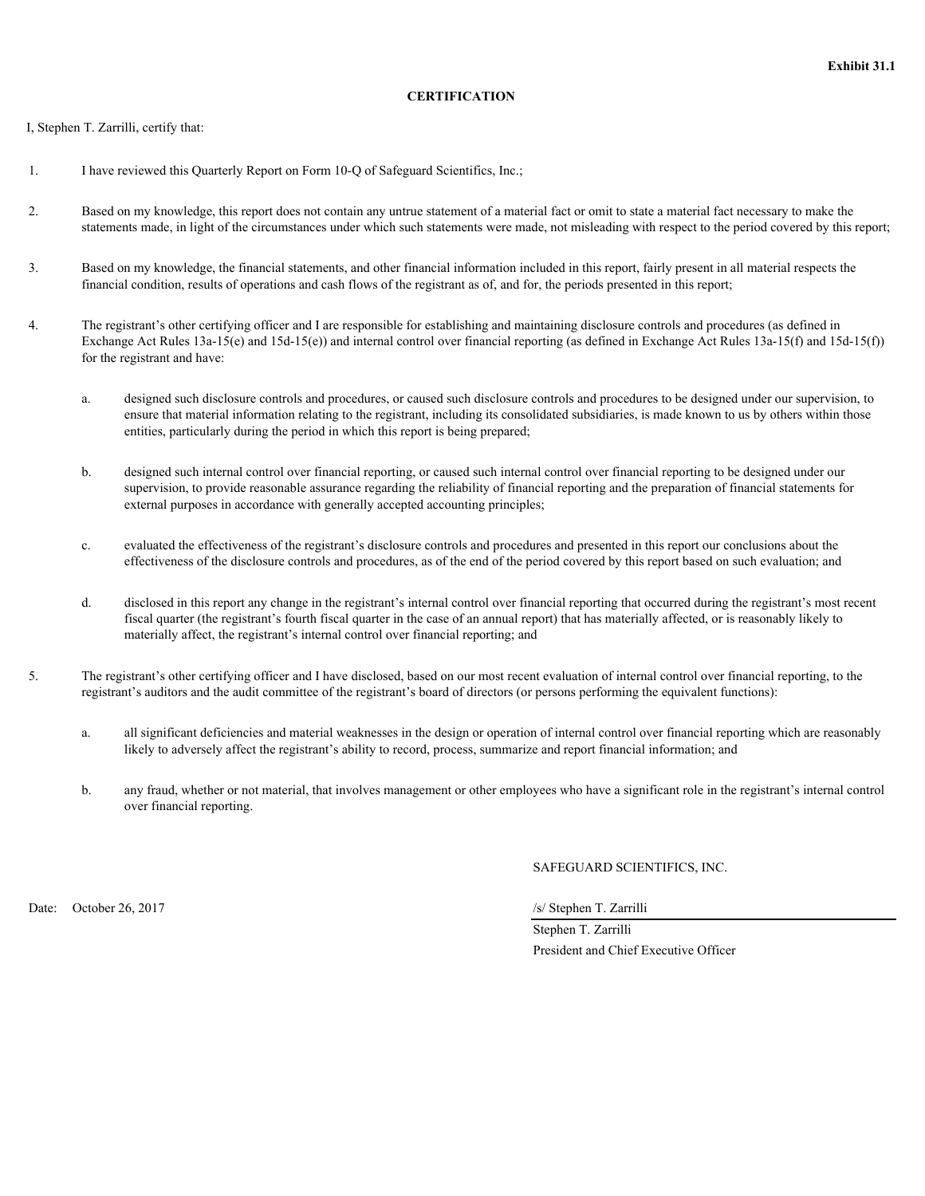**Exhibit 31.1**

# CERTIFICATION

I, Stephen T. Zarrilli, certify that:

1. I have reviewed this Quarterly Report on Form 10-Q of Safeguard Scientifics, Inc.;

2. Based on my knowledge, this report does not contain any untrue statement of a material fact or omit to state a material fact necessary to make the statements made, in light of the circumstances under which such statements were made, not misleading with respect to the period covered by this report;

3. Based on my knowledge, the financial statements, and other financial information included in this report, fairly present in all material respects the financial condition, results of operations and cash flows of the registrant as of, and for, the periods presented in this report;

4. The registrant's other certifying officer and I are responsible for establishing and maintaining disclosure controls and procedures (as defined in Exchange Act Rules 13a-15(e) and 15d-15(e)) and internal control over financial reporting (as defined in Exchange Act Rules 13a-15(f) and 15d-15(f)) for the registrant and have:

   a. designed such disclosure controls and procedures, or caused such disclosure controls and procedures to be designed under our supervision, to ensure that material information relating to the registrant, including its consolidated subsidiaries, is made known to us by others within those entities, particularly during the period in which this report is being prepared;

   b. designed such internal control over financial reporting, or caused such internal control over financial reporting to be designed under our supervision, to provide reasonable assurance regarding the reliability of financial reporting and the preparation of financial statements for external purposes in accordance with generally accepted accounting principles;

   c. evaluated the effectiveness of the registrant's disclosure controls and procedures and presented in this report our conclusions about the effectiveness of the disclosure controls and procedures, as of the end of the period covered by this report based on such evaluation; and

   d. disclosed in this report any change in the registrant's internal control over financial reporting that occurred during the registrant's most recent fiscal quarter (the registrant's fourth fiscal quarter in the case of an annual report) that has materially affected, or is reasonably likely to materially affect, the registrant's internal control over financial reporting; and

5. The registrant's other certifying officer and I have disclosed, based on our most recent evaluation of internal control over financial reporting, to the registrant's auditors and the audit committee of the registrant's board of directors (or persons performing the equivalent functions):

   a. all significant deficiencies and material weaknesses in the design or operation of internal control over financial reporting which are reasonably likely to adversely affect the registrant's ability to record, process, summarize and report financial information; and

   b. any fraud, whether or not material, that involves management or other employees who have a significant role in the registrant's internal control over financial reporting.

SAFEGUARD SCIENTIFICS, INC.

Date: October 26, 2017

/s/ Stephen T. Zarrilli

Stephen T. Zarrilli

President and Chief Executive Officer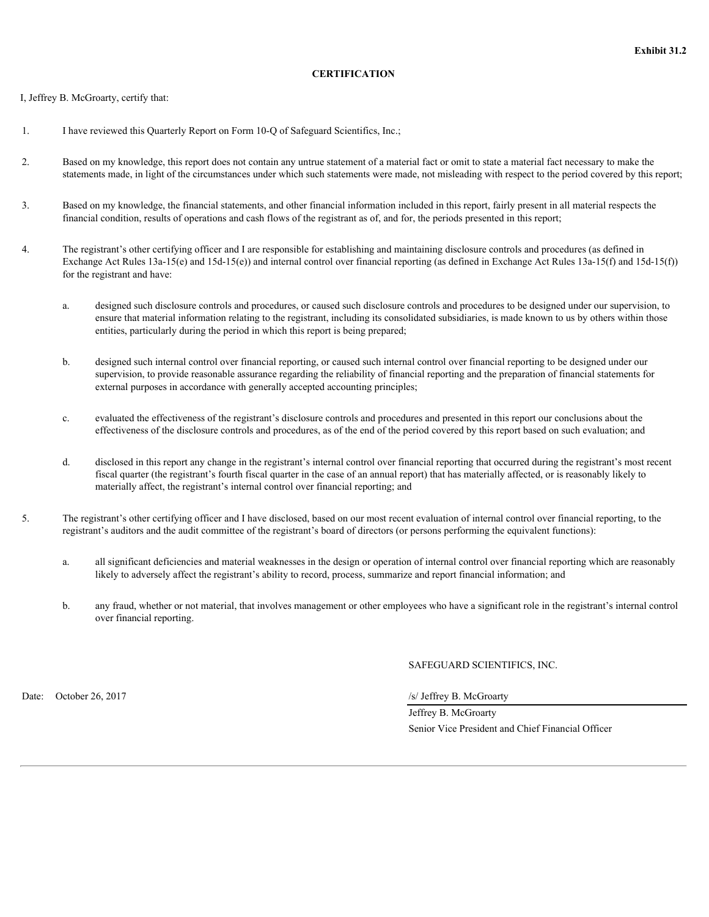**Exhibit 31.2**

# CERTIFICATION

I, Jeffrey B. McGroarty, certify that:

1. I have reviewed this Quarterly Report on Form 10-Q of Safeguard Scientifics, Inc.;

2. Based on my knowledge, this report does not contain any untrue statement of a material fact or omit to state a material fact necessary to make the statements made, in light of the circumstances under which such statements were made, not misleading with respect to the period covered by this report;

3. Based on my knowledge, the financial statements, and other financial information included in this report, fairly present in all material respects the financial condition, results of operations and cash flows of the registrant as of, and for, the periods presented in this report;

4. The registrant's other certifying officer and I are responsible for establishing and maintaining disclosure controls and procedures (as defined in Exchange Act Rules 13a-15(e) and 15d-15(e)) and internal control over financial reporting (as defined in Exchange Act Rules 13a-15(f) and 15d-15(f)) for the registrant and have:

   a. designed such disclosure controls and procedures, or caused such disclosure controls and procedures to be designed under our supervision, to ensure that material information relating to the registrant, including its consolidated subsidiaries, is made known to us by others within those entities, particularly during the period in which this report is being prepared;

   b. designed such internal control over financial reporting, or caused such internal control over financial reporting to be designed under our supervision, to provide reasonable assurance regarding the reliability of financial reporting and the preparation of financial statements for external purposes in accordance with generally accepted accounting principles;

   c. evaluated the effectiveness of the registrant's disclosure controls and procedures and presented in this report our conclusions about the effectiveness of the disclosure controls and procedures, as of the end of the period covered by this report based on such evaluation; and

   d. disclosed in this report any change in the registrant's internal control over financial reporting that occurred during the registrant's most recent fiscal quarter (the registrant's fourth fiscal quarter in the case of an annual report) that has materially affected, or is reasonably likely to materially affect, the registrant's internal control over financial reporting; and

5. The registrant's other certifying officer and I have disclosed, based on our most recent evaluation of internal control over financial reporting, to the registrant's auditors and the audit committee of the registrant's board of directors (or persons performing the equivalent functions):

   a. all significant deficiencies and material weaknesses in the design or operation of internal control over financial reporting which are reasonably likely to adversely affect the registrant's ability to record, process, summarize and report financial information; and

   b. any fraud, whether or not material, that involves management or other employees who have a significant role in the registrant's internal control over financial reporting.

SAFEGUARD SCIENTIFICS, INC.

Date: October 26, 2017

/s/ Jeffrey B. McGroarty

Jeffrey B. McGroarty

Senior Vice President and Chief Financial Officer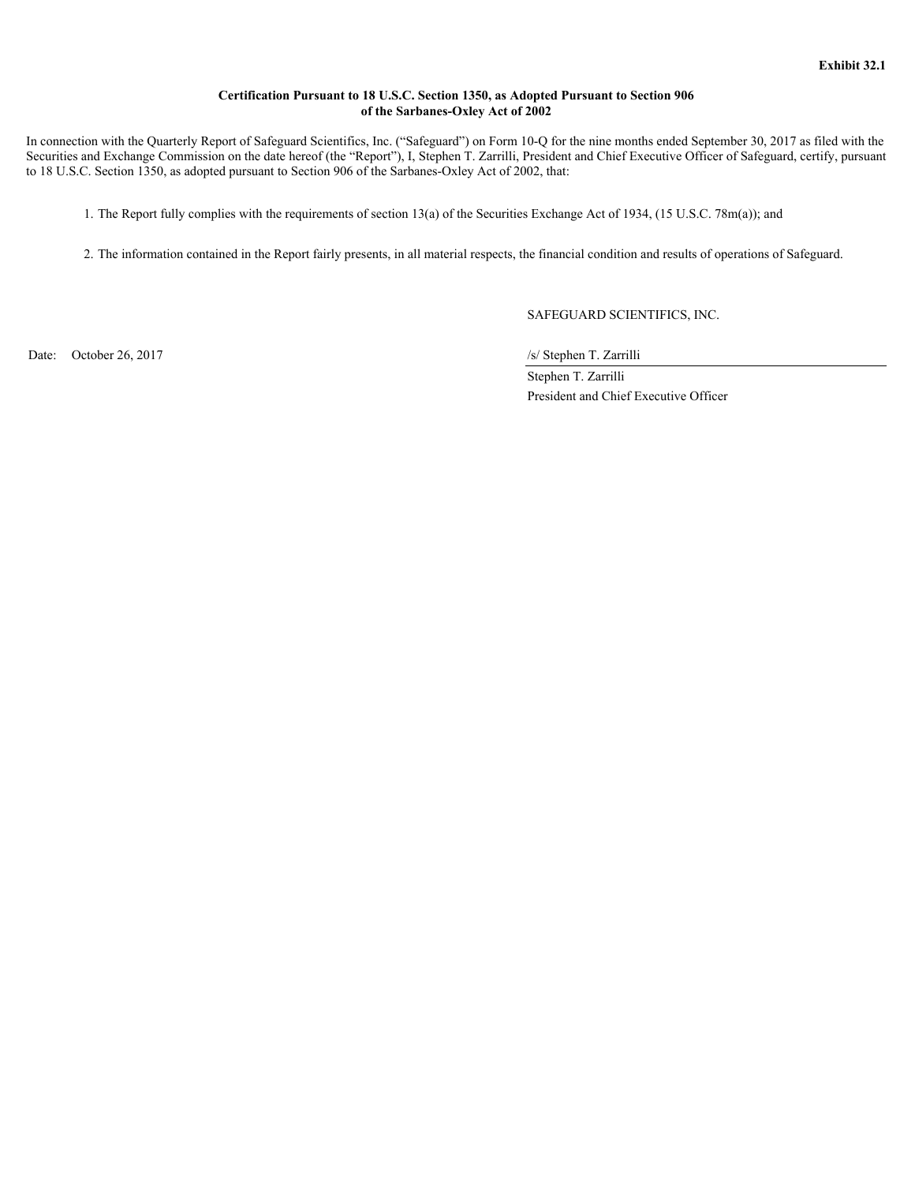**Exhibit 32.1**

**Certification Pursuant to 18 U.S.C. Section 1350, as Adopted Pursuant to Section 906 of the Sarbanes-Oxley Act of 2002**

In connection with the Quarterly Report of Safeguard Scientifics, Inc. ("Safeguard") on Form 10-Q for the nine months ended September 30, 2017 as filed with the Securities and Exchange Commission on the date hereof (the "Report"), I, Stephen T. Zarrilli, President and Chief Executive Officer of Safeguard, certify, pursuant to 18 U.S.C. Section 1350, as adopted pursuant to Section 906 of the Sarbanes-Oxley Act of 2002, that:

1. The Report fully complies with the requirements of section 13(a) of the Securities Exchange Act of 1934, (15 U.S.C. 78m(a)); and

2. The information contained in the Report fairly presents, in all material respects, the financial condition and results of operations of Safeguard.

SAFEGUARD SCIENTIFICS, INC.

Date: October 26, 2017

/s/ Stephen T. Zarrilli

Stephen T. Zarrilli
President and Chief Executive Officer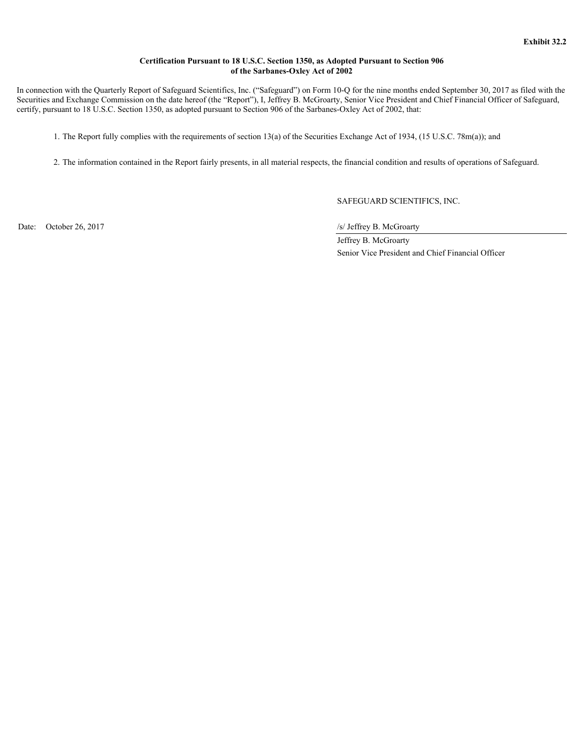**Exhibit 32.2**

**Certification Pursuant to 18 U.S.C. Section 1350, as Adopted Pursuant to Section 906 of the Sarbanes-Oxley Act of 2002**

In connection with the Quarterly Report of Safeguard Scientifics, Inc. (“Safeguard”) on Form 10-Q for the nine months ended September 30, 2017 as filed with the Securities and Exchange Commission on the date hereof (the “Report”), I, Jeffrey B. McGroarty, Senior Vice President and Chief Financial Officer of Safeguard, certify, pursuant to 18 U.S.C. Section 1350, as adopted pursuant to Section 906 of the Sarbanes-Oxley Act of 2002, that:

1. The Report fully complies with the requirements of section 13(a) of the Securities Exchange Act of 1934, (15 U.S.C. 78m(a)); and

2. The information contained in the Report fairly presents, in all material respects, the financial condition and results of operations of Safeguard.

SAFEGUARD SCIENTIFICS, INC.

Date: October 26, 2017

/s/ Jeffrey B. McGroarty

Jeffrey B. McGroarty
Senior Vice President and Chief Financial Officer